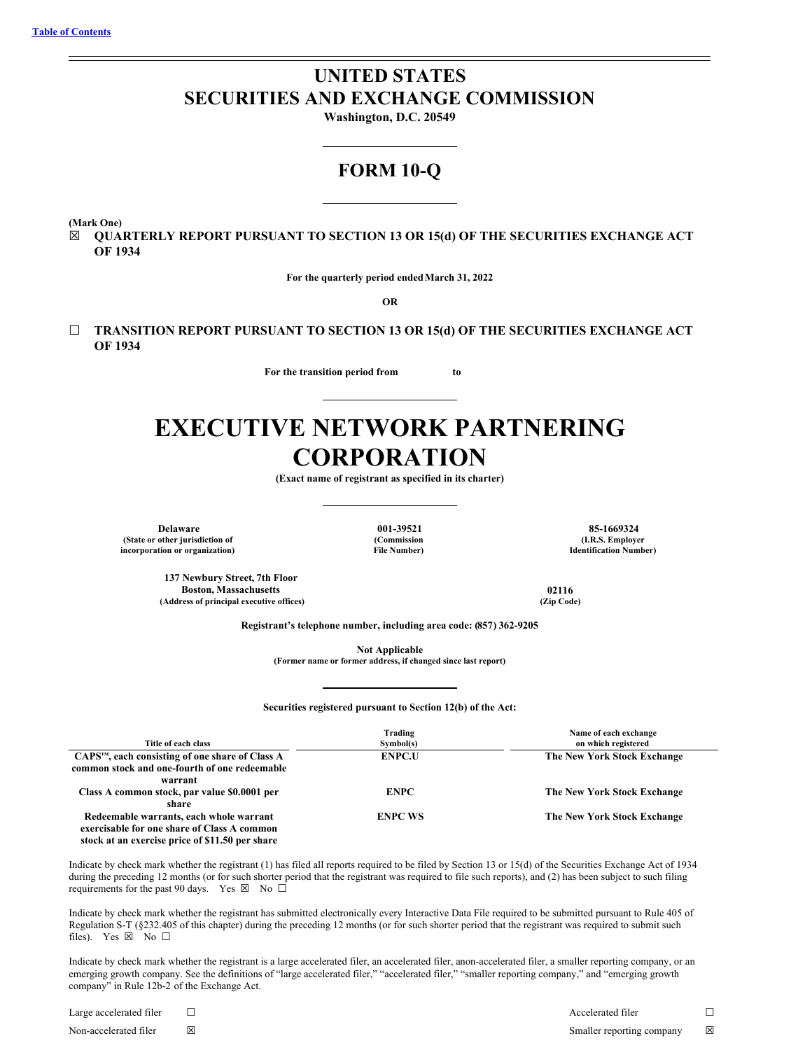[Table of Contents](#)

# UNITED STATES
# SECURITIES AND EXCHANGE COMMISSION

**Washington, D.C. 20549**

## FORM 10-Q

**(Mark One)**

☒ **QUARTERLY REPORT PURSUANT TO SECTION 13 OR 15(d) OF THE SECURITIES EXCHANGE ACT OF 1934**

**For the quarterly period ended March 31, 2022**

**OR**

☐ **TRANSITION REPORT PURSUANT TO SECTION 13 OR 15(d) OF THE SECURITIES EXCHANGE ACT OF 1934**

**For the transition period from to**

# EXECUTIVE NETWORK PARTNERING CORPORATION

**(Exact name of registrant as specified in its charter)**

| Delaware | 001-39521 | 85-1669324 |
|---|---|---|
| (State or other jurisdiction of incorporation or organization) | (Commission File Number) | (I.R.S. Employer Identification Number) |

| 137 Newbury Street, 7th Floor Boston, Massachusetts | 02116 |
|---|---|
| (Address of principal executive offices) | (Zip Code) |

**Registrant's telephone number, including area code: (857) 362-9205**

**Not Applicable**
**(Former name or former address, if changed since last report)**

**Securities registered pursuant to Section 12(b) of the Act:**

| Title of each class | Trading Symbol(s) | Name of each exchange on which registered |
|---|---|---|
| CAPS™, each consisting of one share of Class A common stock and one-fourth of one redeemable warrant | ENPC.U | The New York Stock Exchange |
| Class A common stock, par value $0.0001 per share | ENPC | The New York Stock Exchange |
| Redeemable warrants, each whole warrant exercisable for one share of Class A common stock at an exercise price of $11.50 per share | ENPC WS | The New York Stock Exchange |

Indicate by check mark whether the registrant (1) has filed all reports required to be filed by Section 13 or 15(d) of the Securities Exchange Act of 1934 during the preceding 12 months (or for such shorter period that the registrant was required to file such reports), and (2) has been subject to such filing requirements for the past 90 days. Yes ☒ No ☐

Indicate by check mark whether the registrant has submitted electronically every Interactive Data File required to be submitted pursuant to Rule 405 of Regulation S-T (§232.405 of this chapter) during the preceding 12 months (or for such shorter period that the registrant was required to submit such files). Yes ☒ No ☐

Indicate by check mark whether the registrant is a large accelerated filer, an accelerated filer, a non-accelerated filer, a smaller reporting company, or an emerging growth company. See the definitions of "large accelerated filer," "accelerated filer," "smaller reporting company," and "emerging growth company" in Rule 12b-2 of the Exchange Act.

| | | | |
|---|---|---|---|
| Large accelerated filer | ☐ | Accelerated filer | ☐ |
| Non-accelerated filer | ☒ | Smaller reporting company | ☒ |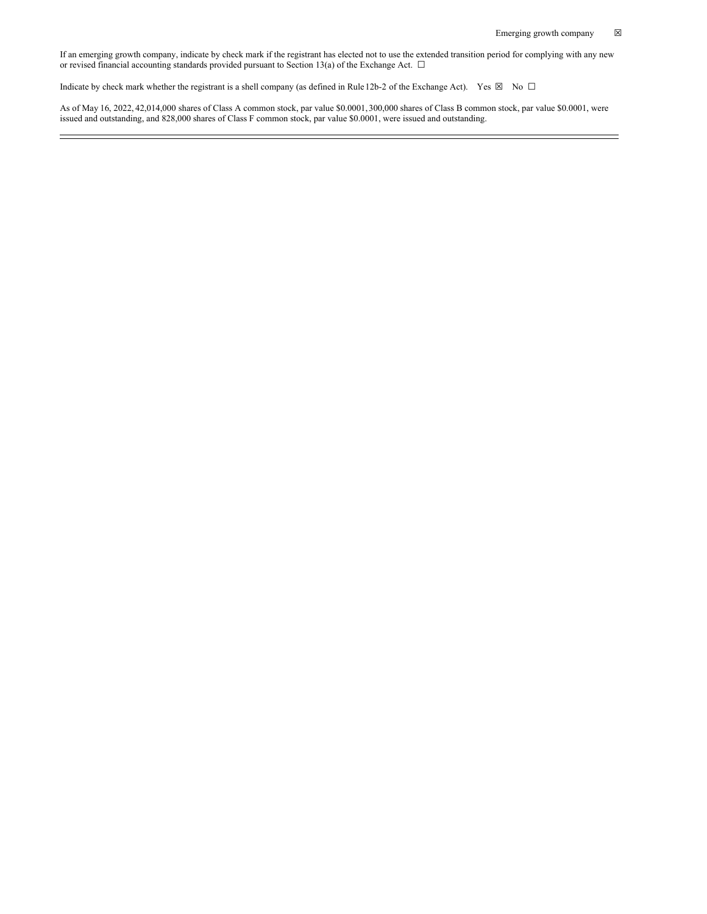Emerging growth company ☒

If an emerging growth company, indicate by check mark if the registrant has elected not to use the extended transition period for complying with any new or revised financial accounting standards provided pursuant to Section 13(a) of the Exchange Act. ☐

Indicate by check mark whether the registrant is a shell company (as defined in Rule 12b-2 of the Exchange Act). Yes ☒ No ☐

As of May 16, 2022, 42,014,000 shares of Class A common stock, par value $0.0001, 300,000 shares of Class B common stock, par value $0.0001, were issued and outstanding, and 828,000 shares of Class F common stock, par value $0.0001, were issued and outstanding.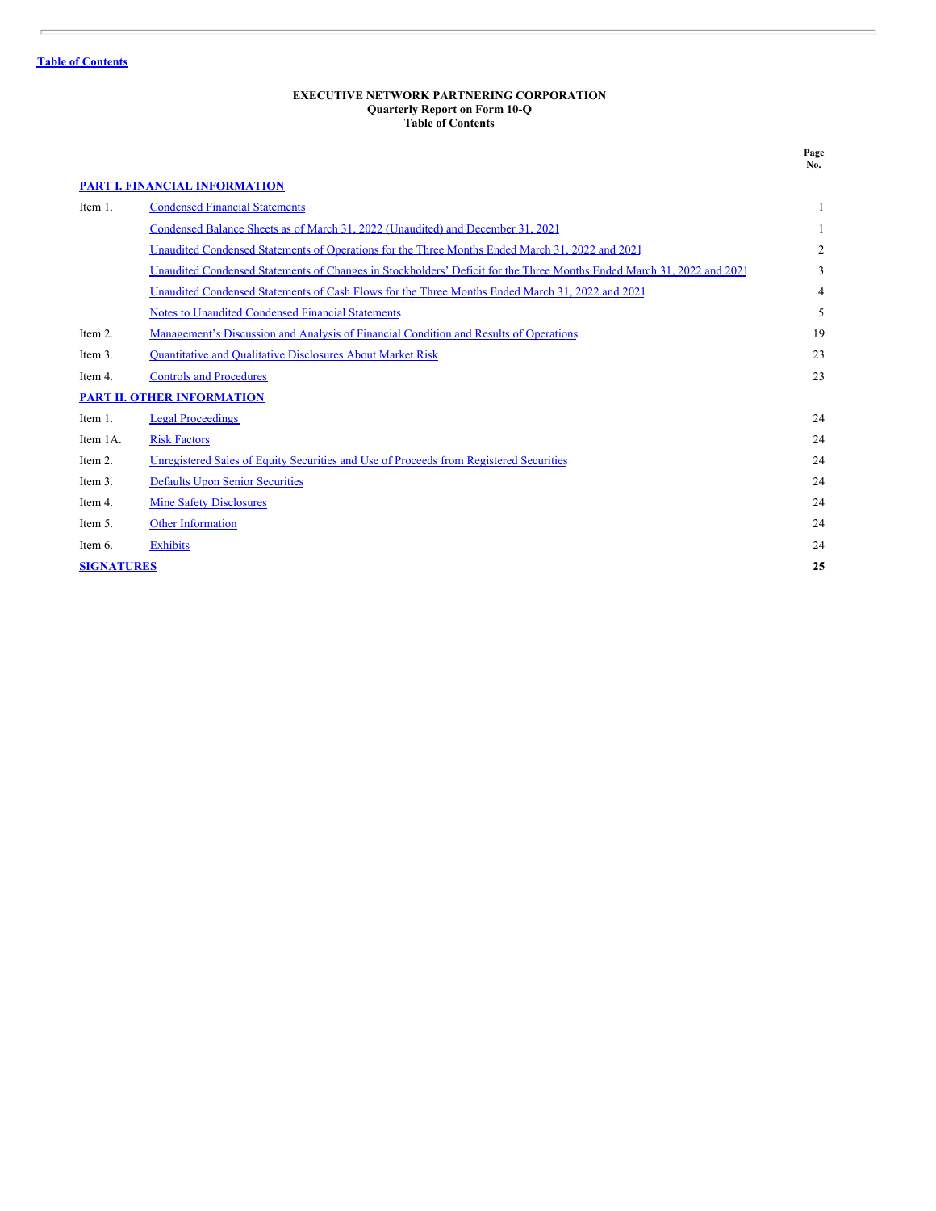Table of Contents

**EXECUTIVE NETWORK PARTNERING CORPORATION**
**Quarterly Report on Form 10-Q**
**Table of Contents**

| | | Page No. |
|---|---|---|
| **PART I. FINANCIAL INFORMATION** | | |
| Item 1. | Condensed Financial Statements | 1 |
| | Condensed Balance Sheets as of March 31, 2022 (Unaudited) and December 31, 2021 | 1 |
| | Unaudited Condensed Statements of Operations for the Three Months Ended March 31, 2022 and 2021 | 2 |
| | Unaudited Condensed Statements of Changes in Stockholders' Deficit for the Three Months Ended March 31, 2022 and 2021 | 3 |
| | Unaudited Condensed Statements of Cash Flows for the Three Months Ended March 31, 2022 and 2021 | 4 |
| | Notes to Unaudited Condensed Financial Statements | 5 |
| Item 2. | Management's Discussion and Analysis of Financial Condition and Results of Operations | 19 |
| Item 3. | Quantitative and Qualitative Disclosures About Market Risk | 23 |
| Item 4. | Controls and Procedures | 23 |
| **PART II. OTHER INFORMATION** | | |
| Item 1. | Legal Proceedings | 24 |
| Item 1A. | Risk Factors | 24 |
| Item 2. | Unregistered Sales of Equity Securities and Use of Proceeds from Registered Securities | 24 |
| Item 3. | Defaults Upon Senior Securities | 24 |
| Item 4. | Mine Safety Disclosures | 24 |
| Item 5. | Other Information | 24 |
| Item 6. | Exhibits | 24 |
| **SIGNATURES** | | **25** |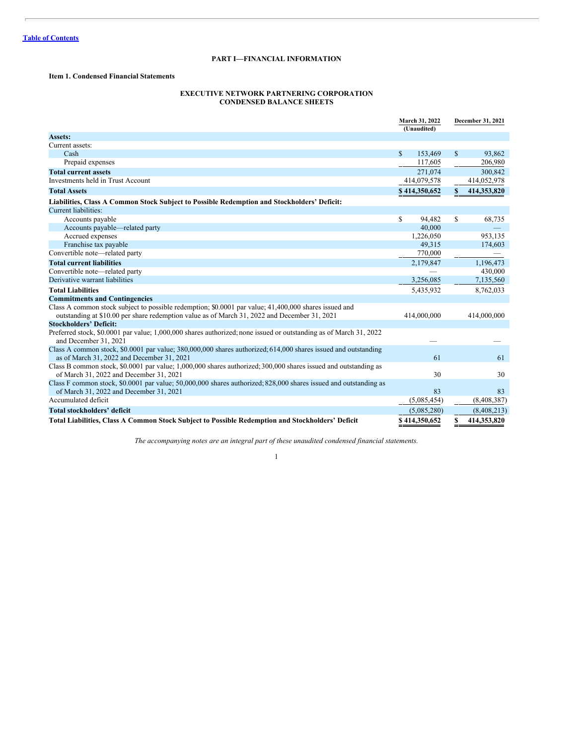Table of Contents

# PART I—FINANCIAL INFORMATION

## Item 1. Condensed Financial Statements

### EXECUTIVE NETWORK PARTNERING CORPORATION
### CONDENSED BALANCE SHEETS

| | March 31, 2022 (Unaudited) | December 31, 2021 |
|---|---|---|
| **Assets:** | | |
| Current assets: | | |
| Cash | $ 153,469 | $ 93,862 |
| Prepaid expenses | 117,605 | 206,980 |
| **Total current assets** | 271,074 | 300,842 |
| Investments held in Trust Account | 414,079,578 | 414,052,978 |
| **Total Assets** | $ 414,350,652 | $ 414,353,820 |
| **Liabilities, Class A Common Stock Subject to Possible Redemption and Stockholders' Deficit:** | | |
| Current liabilities: | | |
| Accounts payable | $ 94,482 | $ 68,735 |
| Accounts payable—related party | 40,000 | — |
| Accrued expenses | 1,226,050 | 953,135 |
| Franchise tax payable | 49,315 | 174,603 |
| Convertible note—related party | 770,000 | — |
| **Total current liabilities** | 2,179,847 | 1,196,473 |
| Convertible note—related party | — | 430,000 |
| Derivative warrant liabilities | 3,256,085 | 7,135,560 |
| **Total Liabilities** | 5,435,932 | 8,762,033 |
| **Commitments and Contingencies** | | |
| Class A common stock subject to possible redemption; $0.0001 par value; 41,400,000 shares issued and outstanding at $10.00 per share redemption value as of March 31, 2022 and December 31, 2021 | 414,000,000 | 414,000,000 |
| **Stockholders' Deficit:** | | |
| Preferred stock, $0.0001 par value; 1,000,000 shares authorized; none issued or outstanding as of March 31, 2022 and December 31, 2021 | — | — |
| Class A common stock, $0.0001 par value; 380,000,000 shares authorized; 614,000 shares issued and outstanding as of March 31, 2022 and December 31, 2021 | 61 | 61 |
| Class B common stock, $0.0001 par value; 1,000,000 shares authorized; 300,000 shares issued and outstanding as of March 31, 2022 and December 31, 2021 | 30 | 30 |
| Class F common stock, $0.0001 par value; 50,000,000 shares authorized; 828,000 shares issued and outstanding as of March 31, 2022 and December 31, 2021 | 83 | 83 |
| Accumulated deficit | (5,085,454) | (8,408,387) |
| **Total stockholders' deficit** | (5,085,280) | (8,408,213) |
| **Total Liabilities, Class A Common Stock Subject to Possible Redemption and Stockholders' Deficit** | $ 414,350,652 | $ 414,353,820 |

*The accompanying notes are an integral part of these unaudited condensed financial statements.*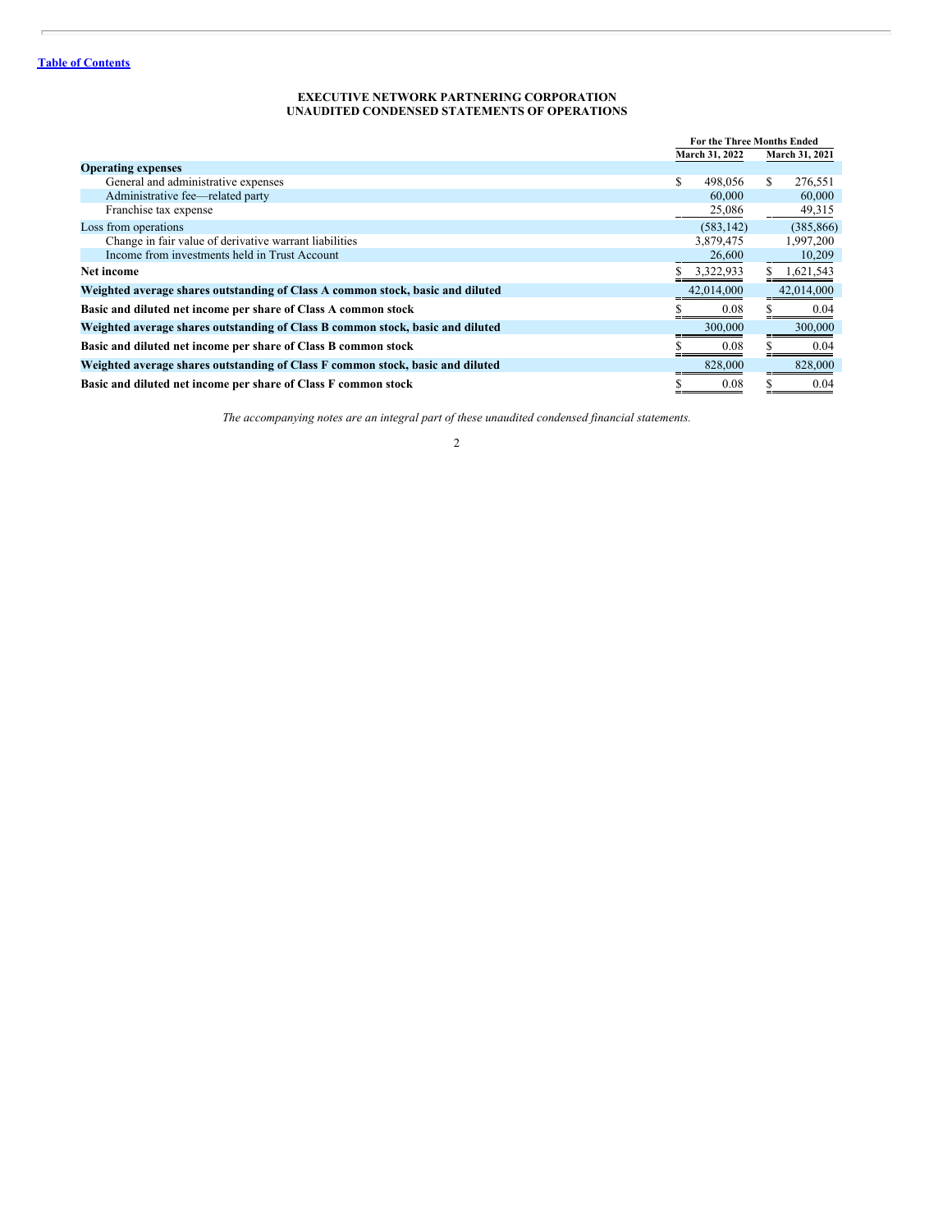[Table of Contents](#)

# EXECUTIVE NETWORK PARTNERING CORPORATION
## UNAUDITED CONDENSED STATEMENTS OF OPERATIONS

| | For the Three Months Ended | |
|---|---|---|
| | March 31, 2022 | March 31, 2021 |
| **Operating expenses** | | |
| General and administrative expenses | $ 498,056 | $ 276,551 |
| Administrative fee—related party | 60,000 | 60,000 |
| Franchise tax expense | 25,086 | 49,315 |
| Loss from operations | (583,142) | (385,866) |
| Change in fair value of derivative warrant liabilities | 3,879,475 | 1,997,200 |
| Income from investments held in Trust Account | 26,600 | 10,209 |
| **Net income** | $ 3,322,933 | $ 1,621,543 |
| **Weighted average shares outstanding of Class A common stock, basic and diluted** | 42,014,000 | 42,014,000 |
| **Basic and diluted net income per share of Class A common stock** | $ 0.08 | $ 0.04 |
| **Weighted average shares outstanding of Class B common stock, basic and diluted** | 300,000 | 300,000 |
| **Basic and diluted net income per share of Class B common stock** | $ 0.08 | $ 0.04 |
| **Weighted average shares outstanding of Class F common stock, basic and diluted** | 828,000 | 828,000 |
| **Basic and diluted net income per share of Class F common stock** | $ 0.08 | $ 0.04 |

*The accompanying notes are an integral part of these unaudited condensed financial statements.*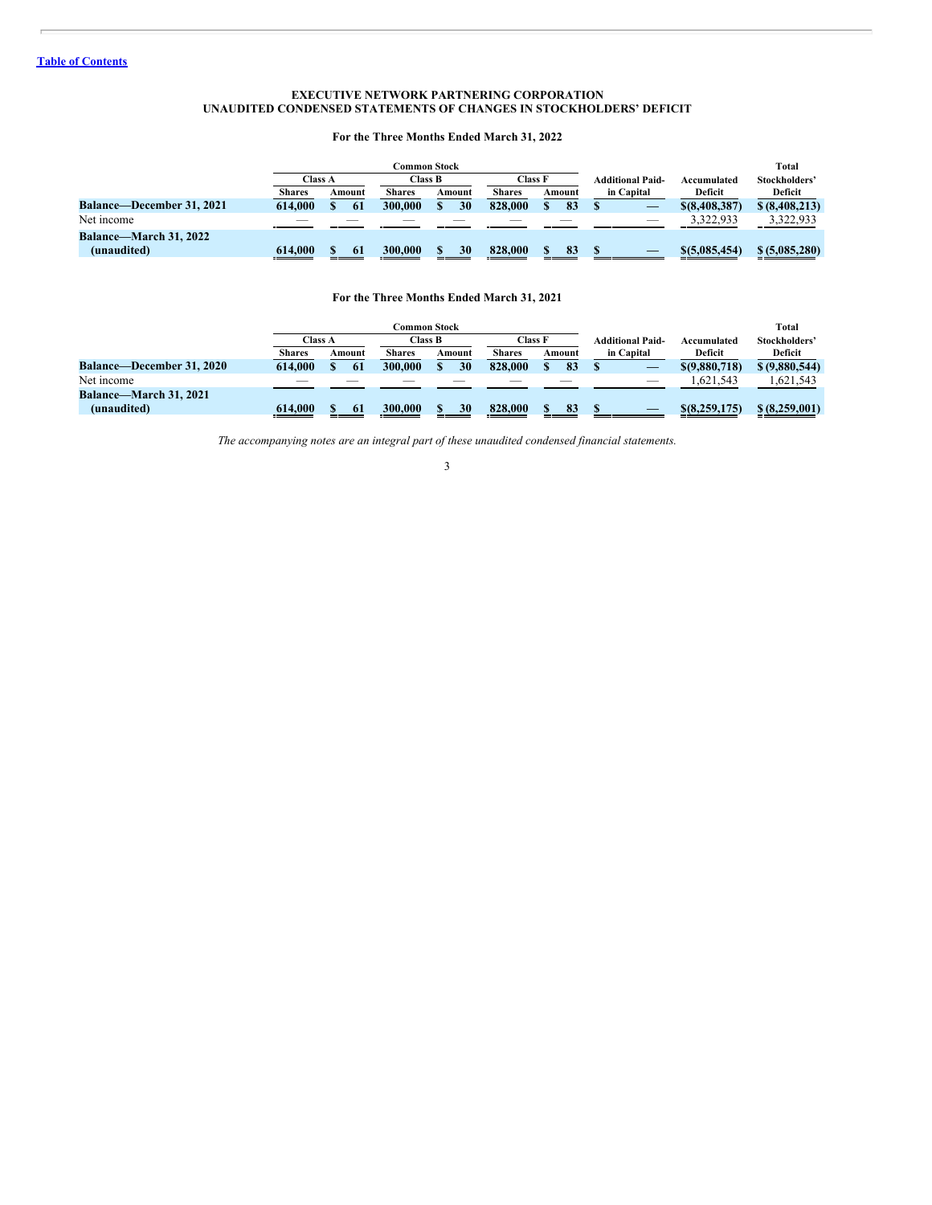Table of Contents

# EXECUTIVE NETWORK PARTNERING CORPORATION
## UNAUDITED CONDENSED STATEMENTS OF CHANGES IN STOCKHOLDERS' DEFICIT

### For the Three Months Ended March 31, 2022

| | Common Stock | | | | | | | | |
|---|---|---|---|---|---|---|---|---|---|
| | Class A | | Class B | | Class F | | | | |
| | Shares | Amount | Shares | Amount | Shares | Amount | Additional Paid-in Capital | Accumulated Deficit | Total Stockholders' Deficit |
| **Balance—December 31, 2021** | 614,000 | $ 61 | 300,000 | $ 30 | 828,000 | $ 83 | $ — | $(8,408,387) | $ (8,408,213) |
| Net income | — | — | — | — | — | — | — | 3,322,933 | 3,322,933 |
| **Balance—March 31, 2022 (unaudited)** | 614,000 | $ 61 | 300,000 | $ 30 | 828,000 | $ 83 | $ — | $(5,085,454) | $ (5,085,280) |

### For the Three Months Ended March 31, 2021

| | Common Stock | | | | | | | | |
|---|---|---|---|---|---|---|---|---|---|
| | Class A | | Class B | | Class F | | | | |
| | Shares | Amount | Shares | Amount | Shares | Amount | Additional Paid-in Capital | Accumulated Deficit | Total Stockholders' Deficit |
| **Balance—December 31, 2020** | 614,000 | $ 61 | 300,000 | $ 30 | 828,000 | $ 83 | $ — | $(9,880,718) | $ (9,880,544) |
| Net income | — | — | — | — | — | — | — | 1,621,543 | 1,621,543 |
| **Balance—March 31, 2021 (unaudited)** | 614,000 | $ 61 | 300,000 | $ 30 | 828,000 | $ 83 | $ — | $(8,259,175) | $ (8,259,001) |

*The accompanying notes are an integral part of these unaudited condensed financial statements.*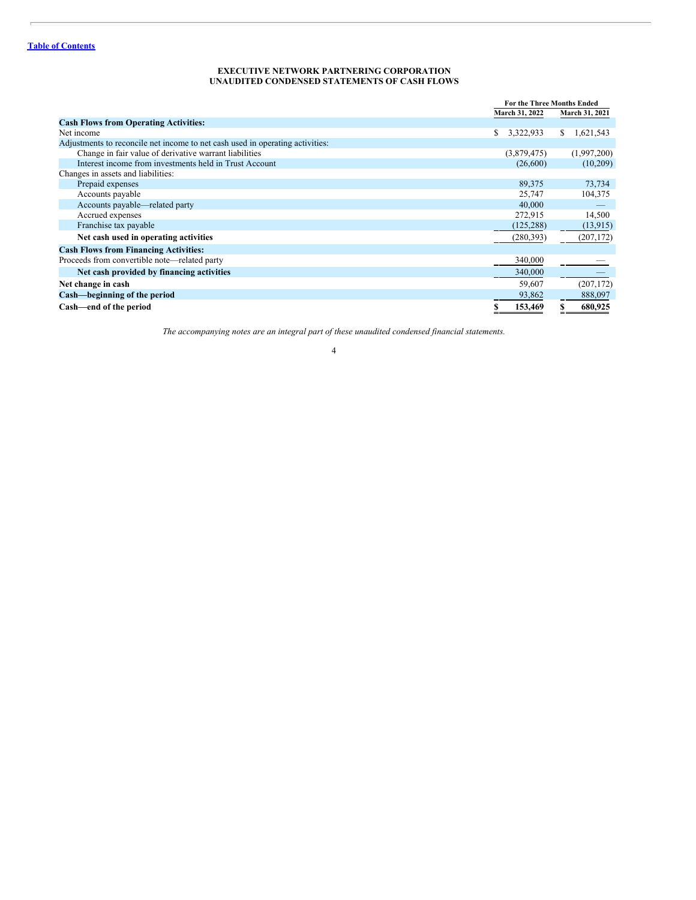[Table of Contents](#)

# EXECUTIVE NETWORK PARTNERING CORPORATION
## UNAUDITED CONDENSED STATEMENTS OF CASH FLOWS

| | For the Three Months Ended | |
|---|---|---|
| | March 31, 2022 | March 31, 2021 |
| **Cash Flows from Operating Activities:** | | |
| Net income | $ 3,322,933 | $ 1,621,543 |
| Adjustments to reconcile net income to net cash used in operating activities: | | |
| Change in fair value of derivative warrant liabilities | (3,879,475) | (1,997,200) |
| Interest income from investments held in Trust Account | (26,600) | (10,209) |
| Changes in assets and liabilities: | | |
| Prepaid expenses | 89,375 | 73,734 |
| Accounts payable | 25,747 | 104,375 |
| Accounts payable—related party | 40,000 | — |
| Accrued expenses | 272,915 | 14,500 |
| Franchise tax payable | (125,288) | (13,915) |
| **Net cash used in operating activities** | (280,393) | (207,172) |
| **Cash Flows from Financing Activities:** | | |
| Proceeds from convertible note—related party | 340,000 | — |
| **Net cash provided by financing activities** | 340,000 | — |
| **Net change in cash** | 59,607 | (207,172) |
| **Cash—beginning of the period** | 93,862 | 888,097 |
| **Cash—end of the period** | **$ 153,469** | **$ 680,925** |

*The accompanying notes are an integral part of these unaudited condensed financial statements.*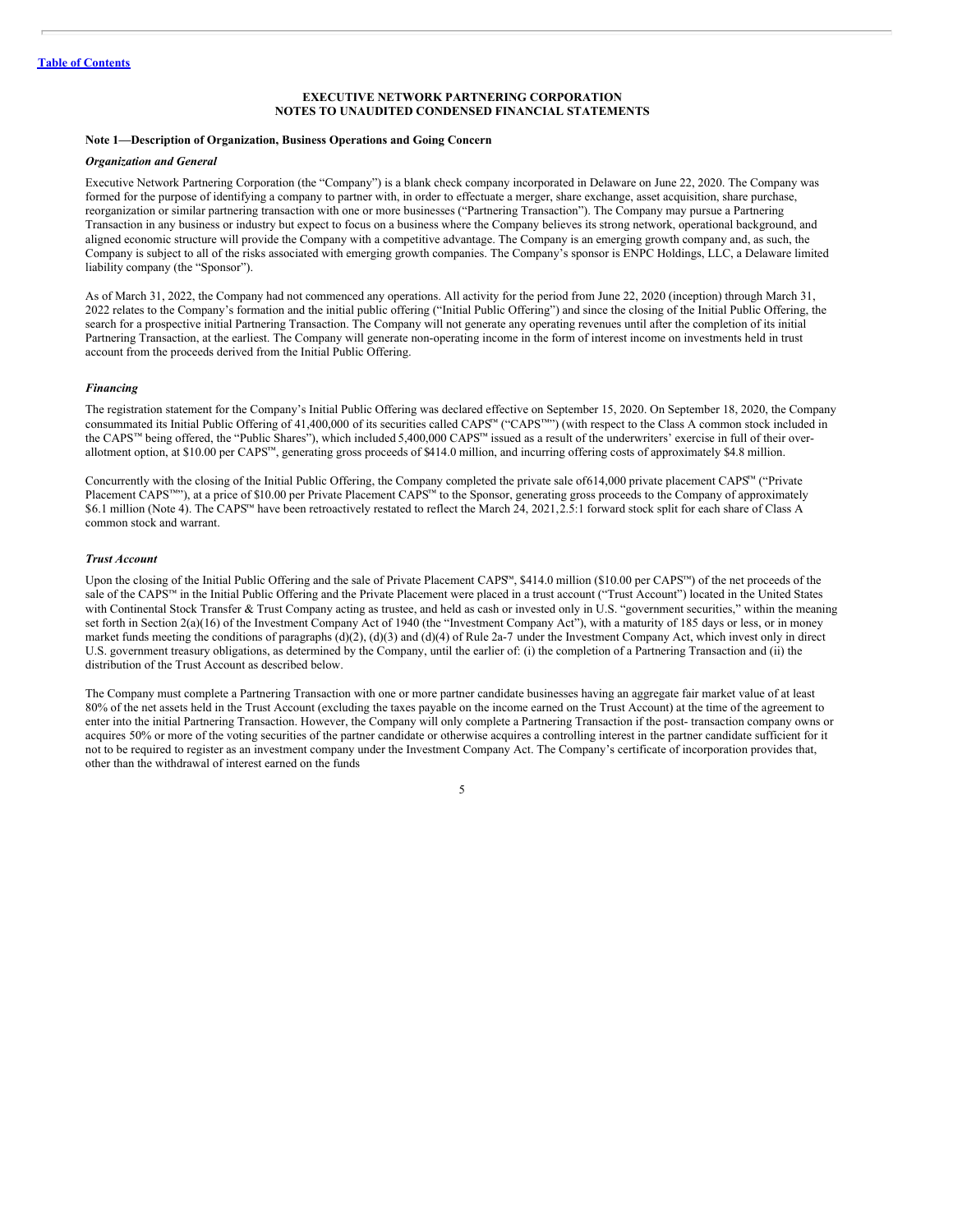[Table of Contents](#)

**EXECUTIVE NETWORK PARTNERING CORPORATION**
**NOTES TO UNAUDITED CONDENSED FINANCIAL STATEMENTS**

**Note 1—Description of Organization, Business Operations and Going Concern**

***Organization and General***

Executive Network Partnering Corporation (the "Company") is a blank check company incorporated in Delaware on June 22, 2020. The Company was formed for the purpose of identifying a company to partner with, in order to effectuate a merger, share exchange, asset acquisition, share purchase, reorganization or similar partnering transaction with one or more businesses ("Partnering Transaction"). The Company may pursue a Partnering Transaction in any business or industry but expect to focus on a business where the Company believes its strong network, operational background, and aligned economic structure will provide the Company with a competitive advantage. The Company is an emerging growth company and, as such, the Company is subject to all of the risks associated with emerging growth companies. The Company's sponsor is ENPC Holdings, LLC, a Delaware limited liability company (the "Sponsor").

As of March 31, 2022, the Company had not commenced any operations. All activity for the period from June 22, 2020 (inception) through March 31, 2022 relates to the Company's formation and the initial public offering ("Initial Public Offering") and since the closing of the Initial Public Offering, the search for a prospective initial Partnering Transaction. The Company will not generate any operating revenues until after the completion of its initial Partnering Transaction, at the earliest. The Company will generate non-operating income in the form of interest income on investments held in trust account from the proceeds derived from the Initial Public Offering.

***Financing***

The registration statement for the Company's Initial Public Offering was declared effective on September 15, 2020. On September 18, 2020, the Company consummated its Initial Public Offering of 41,400,000 of its securities called CAPS™ ("CAPS™") (with respect to the Class A common stock included in the CAPS™ being offered, the "Public Shares"), which included 5,400,000 CAPS™ issued as a result of the underwriters' exercise in full of their over-allotment option, at $10.00 per CAPS™, generating gross proceeds of $414.0 million, and incurring offering costs of approximately $4.8 million.

Concurrently with the closing of the Initial Public Offering, the Company completed the private sale of614,000 private placement CAPS™ ("Private Placement CAPS™"), at a price of $10.00 per Private Placement CAPS™ to the Sponsor, generating gross proceeds to the Company of approximately $6.1 million (Note 4). The CAPS™ have been retroactively restated to reflect the March 24, 2021,2.5:1 forward stock split for each share of Class A common stock and warrant.

***Trust Account***

Upon the closing of the Initial Public Offering and the sale of Private Placement CAPS™, $414.0 million ($10.00 per CAPS™) of the net proceeds of the sale of the CAPS™ in the Initial Public Offering and the Private Placement were placed in a trust account ("Trust Account") located in the United States with Continental Stock Transfer & Trust Company acting as trustee, and held as cash or invested only in U.S. "government securities," within the meaning set forth in Section 2(a)(16) of the Investment Company Act of 1940 (the "Investment Company Act"), with a maturity of 185 days or less, or in money market funds meeting the conditions of paragraphs (d)(2), (d)(3) and (d)(4) of Rule 2a-7 under the Investment Company Act, which invest only in direct U.S. government treasury obligations, as determined by the Company, until the earlier of: (i) the completion of a Partnering Transaction and (ii) the distribution of the Trust Account as described below.

The Company must complete a Partnering Transaction with one or more partner candidate businesses having an aggregate fair market value of at least 80% of the net assets held in the Trust Account (excluding the taxes payable on the income earned on the Trust Account) at the time of the agreement to enter into the initial Partnering Transaction. However, the Company will only complete a Partnering Transaction if the post- transaction company owns or acquires 50% or more of the voting securities of the partner candidate or otherwise acquires a controlling interest in the partner candidate sufficient for it not to be required to register as an investment company under the Investment Company Act. The Company's certificate of incorporation provides that, other than the withdrawal of interest earned on the funds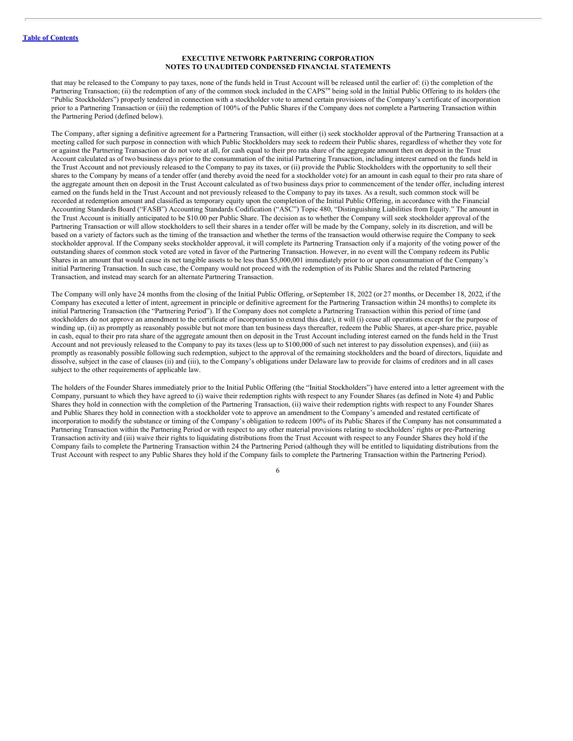[Table of Contents](#)

**EXECUTIVE NETWORK PARTNERING CORPORATION**
**NOTES TO UNAUDITED CONDENSED FINANCIAL STATEMENTS**

that may be released to the Company to pay taxes, none of the funds held in Trust Account will be released until the earlier of: (i) the completion of the Partnering Transaction; (ii) the redemption of any of the common stock included in the CAPS™ being sold in the Initial Public Offering to its holders (the "Public Stockholders") properly tendered in connection with a stockholder vote to amend certain provisions of the Company's certificate of incorporation prior to a Partnering Transaction or (iii) the redemption of 100% of the Public Shares if the Company does not complete a Partnering Transaction within the Partnering Period (defined below).

The Company, after signing a definitive agreement for a Partnering Transaction, will either (i) seek stockholder approval of the Partnering Transaction at a meeting called for such purpose in connection with which Public Stockholders may seek to redeem their Public shares, regardless of whether they vote for or against the Partnering Transaction or do not vote at all, for cash equal to their pro rata share of the aggregate amount then on deposit in the Trust Account calculated as of two business days prior to the consummation of the initial Partnering Transaction, including interest earned on the funds held in the Trust Account and not previously released to the Company to pay its taxes, or (ii) provide the Public Stockholders with the opportunity to sell their shares to the Company by means of a tender offer (and thereby avoid the need for a stockholder vote) for an amount in cash equal to their pro rata share of the aggregate amount then on deposit in the Trust Account calculated as of two business days prior to commencement of the tender offer, including interest earned on the funds held in the Trust Account and not previously released to the Company to pay its taxes. As a result, such common stock will be recorded at redemption amount and classified as temporary equity upon the completion of the Initial Public Offering, in accordance with the Financial Accounting Standards Board ("FASB") Accounting Standards Codification ("ASC") Topic 480, "Distinguishing Liabilities from Equity." The amount in the Trust Account is initially anticipated to be $10.00 per Public Share. The decision as to whether the Company will seek stockholder approval of the Partnering Transaction or will allow stockholders to sell their shares in a tender offer will be made by the Company, solely in its discretion, and will be based on a variety of factors such as the timing of the transaction and whether the terms of the transaction would otherwise require the Company to seek stockholder approval. If the Company seeks stockholder approval, it will complete its Partnering Transaction only if a majority of the voting power of the outstanding shares of common stock voted are voted in favor of the Partnering Transaction. However, in no event will the Company redeem its Public Shares in an amount that would cause its net tangible assets to be less than $5,000,001 immediately prior to or upon consummation of the Company's initial Partnering Transaction. In such case, the Company would not proceed with the redemption of its Public Shares and the related Partnering Transaction, and instead may search for an alternate Partnering Transaction.

The Company will only have 24 months from the closing of the Initial Public Offering, or September 18, 2022 (or 27 months, or December 18, 2022, if the Company has executed a letter of intent, agreement in principle or definitive agreement for the Partnering Transaction within 24 months) to complete its initial Partnering Transaction (the "Partnering Period"). If the Company does not complete a Partnering Transaction within this period of time (and stockholders do not approve an amendment to the certificate of incorporation to extend this date), it will (i) cease all operations except for the purpose of winding up, (ii) as promptly as reasonably possible but not more than ten business days thereafter, redeem the Public Shares, at a per-share price, payable in cash, equal to their pro rata share of the aggregate amount then on deposit in the Trust Account including interest earned on the funds held in the Trust Account and not previously released to the Company to pay its taxes (less up to $100,000 of such net interest to pay dissolution expenses), and (iii) as promptly as reasonably possible following such redemption, subject to the approval of the remaining stockholders and the board of directors, liquidate and dissolve, subject in the case of clauses (ii) and (iii), to the Company's obligations under Delaware law to provide for claims of creditors and in all cases subject to the other requirements of applicable law.

The holders of the Founder Shares immediately prior to the Initial Public Offering (the "Initial Stockholders") have entered into a letter agreement with the Company, pursuant to which they have agreed to (i) waive their redemption rights with respect to any Founder Shares (as defined in Note 4) and Public Shares they hold in connection with the completion of the Partnering Transaction, (ii) waive their redemption rights with respect to any Founder Shares and Public Shares they hold in connection with a stockholder vote to approve an amendment to the Company's amended and restated certificate of incorporation to modify the substance or timing of the Company's obligation to redeem 100% of its Public Shares if the Company has not consummated a Partnering Transaction within the Partnering Period or with respect to any other material provisions relating to stockholders' rights or pre-Partnering Transaction activity and (iii) waive their rights to liquidating distributions from the Trust Account with respect to any Founder Shares they hold if the Company fails to complete the Partnering Transaction within 24 the Partnering Period (although they will be entitled to liquidating distributions from the Trust Account with respect to any Public Shares they hold if the Company fails to complete the Partnering Transaction within the Partnering Period).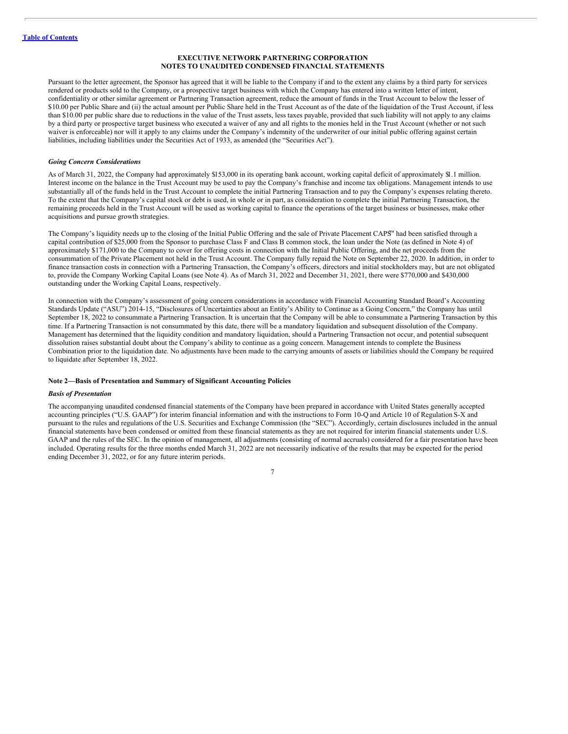EXECUTIVE NETWORK PARTNERING CORPORATION
NOTES TO UNAUDITED CONDENSED FINANCIAL STATEMENTS

Pursuant to the letter agreement, the Sponsor has agreed that it will be liable to the Company if and to the extent any claims by a third party for services rendered or products sold to the Company, or a prospective target business with which the Company has entered into a written letter of intent, confidentiality or other similar agreement or Partnering Transaction agreement, reduce the amount of funds in the Trust Account to below the lesser of $10.00 per Public Share and (ii) the actual amount per Public Share held in the Trust Account as of the date of the liquidation of the Trust Account, if less than $10.00 per public share due to reductions in the value of the Trust assets, less taxes payable, provided that such liability will not apply to any claims by a third party or prospective target business who executed a waiver of any and all rights to the monies held in the Trust Account (whether or not such waiver is enforceable) nor will it apply to any claims under the Company's indemnity of the underwriter of our initial public offering against certain liabilities, including liabilities under the Securities Act of 1933, as amended (the "Securities Act").

### *Going Concern Considerations*

As of March 31, 2022, the Company had approximately $153,000 in its operating bank account, working capital deficit of approximately $1.1 million. Interest income on the balance in the Trust Account may be used to pay the Company's franchise and income tax obligations. Management intends to use substantially all of the funds held in the Trust Account to complete the initial Partnering Transaction and to pay the Company's expenses relating thereto. To the extent that the Company's capital stock or debt is used, in whole or in part, as consideration to complete the initial Partnering Transaction, the remaining proceeds held in the Trust Account will be used as working capital to finance the operations of the target business or businesses, make other acquisitions and pursue growth strategies.

The Company's liquidity needs up to the closing of the Initial Public Offering and the sale of Private Placement CAPS™ had been satisfied through a capital contribution of $25,000 from the Sponsor to purchase Class F and Class B common stock, the loan under the Note (as defined in Note 4) of approximately $171,000 to the Company to cover for offering costs in connection with the Initial Public Offering, and the net proceeds from the consummation of the Private Placement not held in the Trust Account. The Company fully repaid the Note on September 22, 2020. In addition, in order to finance transaction costs in connection with a Partnering Transaction, the Company's officers, directors and initial stockholders may, but are not obligated to, provide the Company Working Capital Loans (see Note 4). As of March 31, 2022 and December 31, 2021, there were $770,000 and $430,000 outstanding under the Working Capital Loans, respectively.

In connection with the Company's assessment of going concern considerations in accordance with Financial Accounting Standard Board's Accounting Standards Update ("ASU") 2014-15, "Disclosures of Uncertainties about an Entity's Ability to Continue as a Going Concern," the Company has until September 18, 2022 to consummate a Partnering Transaction. It is uncertain that the Company will be able to consummate a Partnering Transaction by this time. If a Partnering Transaction is not consummated by this date, there will be a mandatory liquidation and subsequent dissolution of the Company. Management has determined that the liquidity condition and mandatory liquidation, should a Partnering Transaction not occur, and potential subsequent dissolution raises substantial doubt about the Company's ability to continue as a going concern. Management intends to complete the Business Combination prior to the liquidation date. No adjustments have been made to the carrying amounts of assets or liabilities should the Company be required to liquidate after September 18, 2022.

## Note 2—Basis of Presentation and Summary of Significant Accounting Policies

### *Basis of Presentation*

The accompanying unaudited condensed financial statements of the Company have been prepared in accordance with United States generally accepted accounting principles ("U.S. GAAP") for interim financial information and with the instructions to Form 10-Q and Article 10 of Regulation S-X and pursuant to the rules and regulations of the U.S. Securities and Exchange Commission (the "SEC"). Accordingly, certain disclosures included in the annual financial statements have been condensed or omitted from these financial statements as they are not required for interim financial statements under U.S. GAAP and the rules of the SEC. In the opinion of management, all adjustments (consisting of normal accruals) considered for a fair presentation have been included. Operating results for the three months ended March 31, 2022 are not necessarily indicative of the results that may be expected for the period ending December 31, 2022, or for any future interim periods.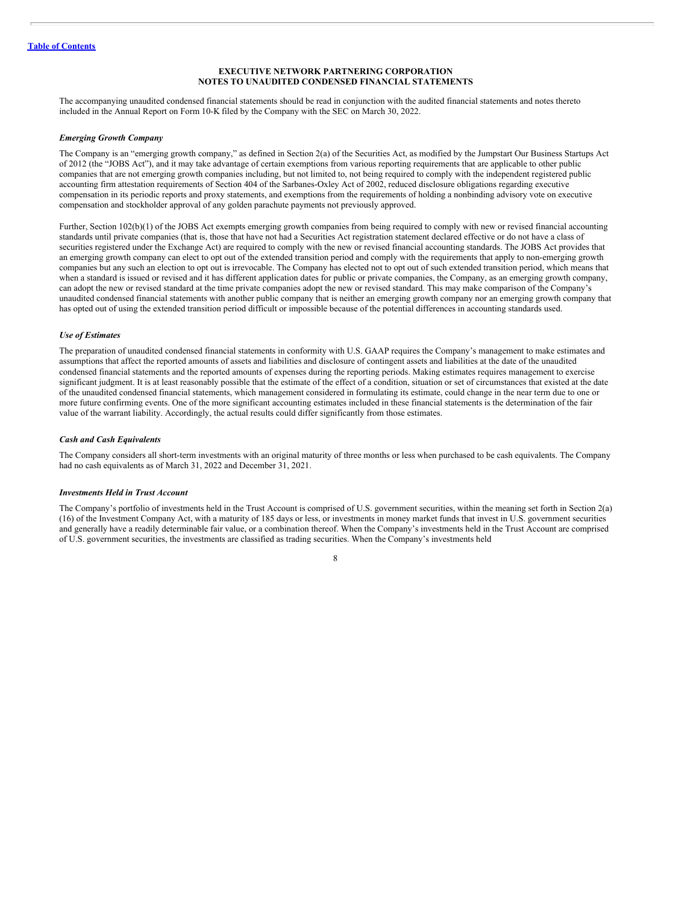# EXECUTIVE NETWORK PARTNERING CORPORATION
## NOTES TO UNAUDITED CONDENSED FINANCIAL STATEMENTS

The accompanying unaudited condensed financial statements should be read in conjunction with the audited financial statements and notes thereto included in the Annual Report on Form 10-K filed by the Company with the SEC on March 30, 2022.

### *Emerging Growth Company*

The Company is an "emerging growth company," as defined in Section 2(a) of the Securities Act, as modified by the Jumpstart Our Business Startups Act of 2012 (the "JOBS Act"), and it may take advantage of certain exemptions from various reporting requirements that are applicable to other public companies that are not emerging growth companies including, but not limited to, not being required to comply with the independent registered public accounting firm attestation requirements of Section 404 of the Sarbanes-Oxley Act of 2002, reduced disclosure obligations regarding executive compensation in its periodic reports and proxy statements, and exemptions from the requirements of holding a nonbinding advisory vote on executive compensation and stockholder approval of any golden parachute payments not previously approved.

Further, Section 102(b)(1) of the JOBS Act exempts emerging growth companies from being required to comply with new or revised financial accounting standards until private companies (that is, those that have not had a Securities Act registration statement declared effective or do not have a class of securities registered under the Exchange Act) are required to comply with the new or revised financial accounting standards. The JOBS Act provides that an emerging growth company can elect to opt out of the extended transition period and comply with the requirements that apply to non-emerging growth companies but any such an election to opt out is irrevocable. The Company has elected not to opt out of such extended transition period, which means that when a standard is issued or revised and it has different application dates for public or private companies, the Company, as an emerging growth company, can adopt the new or revised standard at the time private companies adopt the new or revised standard. This may make comparison of the Company's unaudited condensed financial statements with another public company that is neither an emerging growth company nor an emerging growth company that has opted out of using the extended transition period difficult or impossible because of the potential differences in accounting standards used.

### *Use of Estimates*

The preparation of unaudited condensed financial statements in conformity with U.S. GAAP requires the Company's management to make estimates and assumptions that affect the reported amounts of assets and liabilities and disclosure of contingent assets and liabilities at the date of the unaudited condensed financial statements and the reported amounts of expenses during the reporting periods. Making estimates requires management to exercise significant judgment. It is at least reasonably possible that the estimate of the effect of a condition, situation or set of circumstances that existed at the date of the unaudited condensed financial statements, which management considered in formulating its estimate, could change in the near term due to one or more future confirming events. One of the more significant accounting estimates included in these financial statements is the determination of the fair value of the warrant liability. Accordingly, the actual results could differ significantly from those estimates.

### *Cash and Cash Equivalents*

The Company considers all short-term investments with an original maturity of three months or less when purchased to be cash equivalents. The Company had no cash equivalents as of March 31, 2022 and December 31, 2021.

### *Investments Held in Trust Account*

The Company's portfolio of investments held in the Trust Account is comprised of U.S. government securities, within the meaning set forth in Section 2(a)(16) of the Investment Company Act, with a maturity of 185 days or less, or investments in money market funds that invest in U.S. government securities and generally have a readily determinable fair value, or a combination thereof. When the Company's investments held in the Trust Account are comprised of U.S. government securities, the investments are classified as trading securities. When the Company's investments held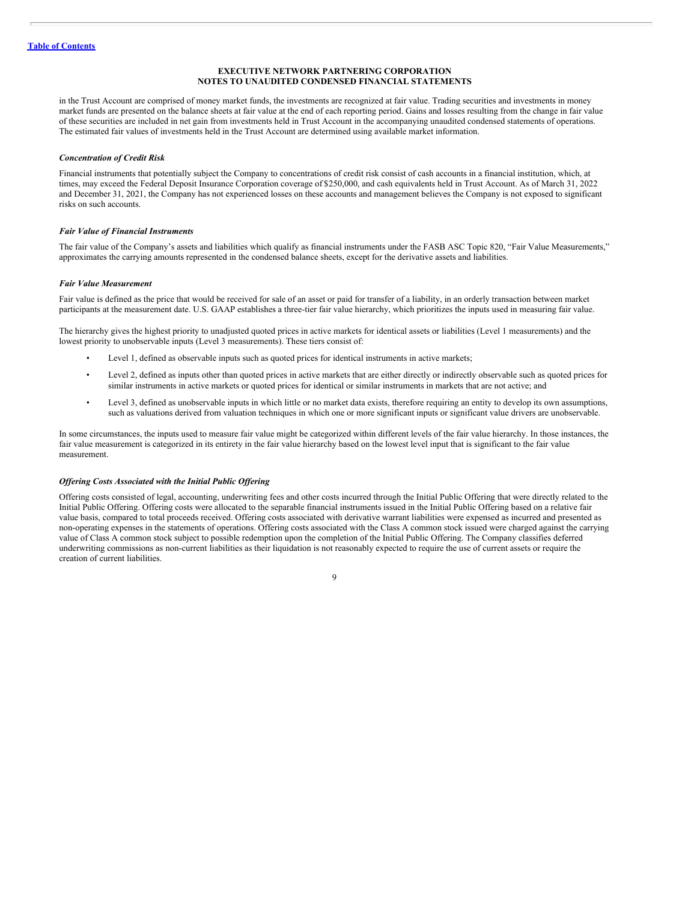in the Trust Account are comprised of money market funds, the investments are recognized at fair value. Trading securities and investments in money market funds are presented on the balance sheets at fair value at the end of each reporting period. Gains and losses resulting from the change in fair value of these securities are included in net gain from investments held in Trust Account in the accompanying unaudited condensed statements of operations. The estimated fair values of investments held in the Trust Account are determined using available market information.

***Concentration of Credit Risk***

Financial instruments that potentially subject the Company to concentrations of credit risk consist of cash accounts in a financial institution, which, at times, may exceed the Federal Deposit Insurance Corporation coverage of $250,000, and cash equivalents held in Trust Account. As of March 31, 2022 and December 31, 2021, the Company has not experienced losses on these accounts and management believes the Company is not exposed to significant risks on such accounts.

***Fair Value of Financial Instruments***

The fair value of the Company's assets and liabilities which qualify as financial instruments under the FASB ASC Topic 820, "Fair Value Measurements," approximates the carrying amounts represented in the condensed balance sheets, except for the derivative assets and liabilities.

***Fair Value Measurement***

Fair value is defined as the price that would be received for sale of an asset or paid for transfer of a liability, in an orderly transaction between market participants at the measurement date. U.S. GAAP establishes a three-tier fair value hierarchy, which prioritizes the inputs used in measuring fair value.

The hierarchy gives the highest priority to unadjusted quoted prices in active markets for identical assets or liabilities (Level 1 measurements) and the lowest priority to unobservable inputs (Level 3 measurements). These tiers consist of:

- Level 1, defined as observable inputs such as quoted prices for identical instruments in active markets;
- Level 2, defined as inputs other than quoted prices in active markets that are either directly or indirectly observable such as quoted prices for similar instruments in active markets or quoted prices for identical or similar instruments in markets that are not active; and
- Level 3, defined as unobservable inputs in which little or no market data exists, therefore requiring an entity to develop its own assumptions, such as valuations derived from valuation techniques in which one or more significant inputs or significant value drivers are unobservable.

In some circumstances, the inputs used to measure fair value might be categorized within different levels of the fair value hierarchy. In those instances, the fair value measurement is categorized in its entirety in the fair value hierarchy based on the lowest level input that is significant to the fair value measurement.

***Offering Costs Associated with the Initial Public Offering***

Offering costs consisted of legal, accounting, underwriting fees and other costs incurred through the Initial Public Offering that were directly related to the Initial Public Offering. Offering costs were allocated to the separable financial instruments issued in the Initial Public Offering based on a relative fair value basis, compared to total proceeds received. Offering costs associated with derivative warrant liabilities were expensed as incurred and presented as non-operating expenses in the statements of operations. Offering costs associated with the Class A common stock issued were charged against the carrying value of Class A common stock subject to possible redemption upon the completion of the Initial Public Offering. The Company classifies deferred underwriting commissions as non-current liabilities as their liquidation is not reasonably expected to require the use of current assets or require the creation of current liabilities.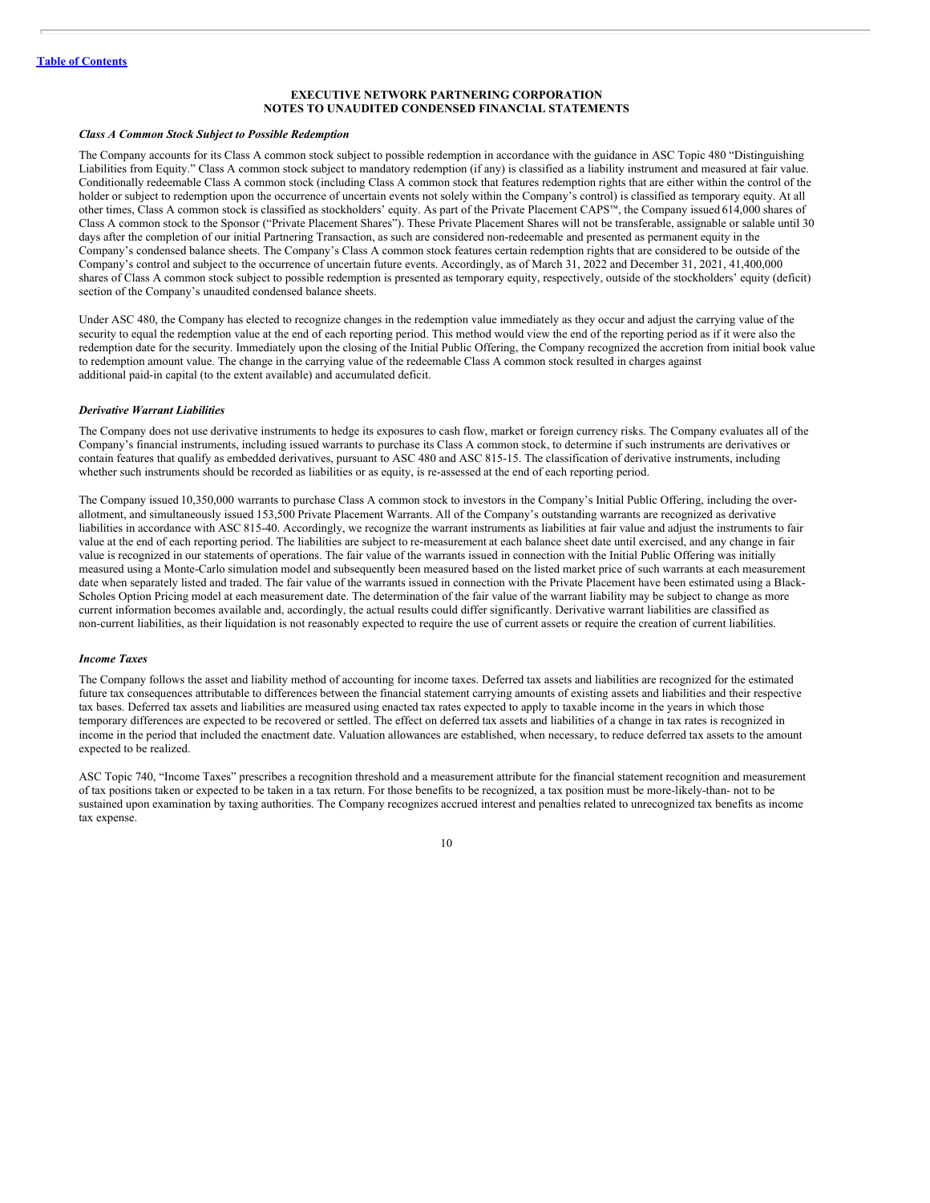**EXECUTIVE NETWORK PARTNERING CORPORATION**
**NOTES TO UNAUDITED CONDENSED FINANCIAL STATEMENTS**

***Class A Common Stock Subject to Possible Redemption***

The Company accounts for its Class A common stock subject to possible redemption in accordance with the guidance in ASC Topic 480 "Distinguishing Liabilities from Equity." Class A common stock subject to mandatory redemption (if any) is classified as a liability instrument and measured at fair value. Conditionally redeemable Class A common stock (including Class A common stock that features redemption rights that are either within the control of the holder or subject to redemption upon the occurrence of uncertain events not solely within the Company's control) is classified as temporary equity. At all other times, Class A common stock is classified as stockholders' equity. As part of the Private Placement CAPS™, the Company issued 614,000 shares of Class A common stock to the Sponsor ("Private Placement Shares"). These Private Placement Shares will not be transferable, assignable or salable until 30 days after the completion of our initial Partnering Transaction, as such are considered non-redeemable and presented as permanent equity in the Company's condensed balance sheets. The Company's Class A common stock features certain redemption rights that are considered to be outside of the Company's control and subject to the occurrence of uncertain future events. Accordingly, as of March 31, 2022 and December 31, 2021, 41,400,000 shares of Class A common stock subject to possible redemption is presented as temporary equity, respectively, outside of the stockholders' equity (deficit) section of the Company's unaudited condensed balance sheets.

Under ASC 480, the Company has elected to recognize changes in the redemption value immediately as they occur and adjust the carrying value of the security to equal the redemption value at the end of each reporting period. This method would view the end of the reporting period as if it were also the redemption date for the security. Immediately upon the closing of the Initial Public Offering, the Company recognized the accretion from initial book value to redemption amount value. The change in the carrying value of the redeemable Class A common stock resulted in charges against additional paid-in capital (to the extent available) and accumulated deficit.

***Derivative Warrant Liabilities***

The Company does not use derivative instruments to hedge its exposures to cash flow, market or foreign currency risks. The Company evaluates all of the Company's financial instruments, including issued warrants to purchase its Class A common stock, to determine if such instruments are derivatives or contain features that qualify as embedded derivatives, pursuant to ASC 480 and ASC 815-15. The classification of derivative instruments, including whether such instruments should be recorded as liabilities or as equity, is re-assessed at the end of each reporting period.

The Company issued 10,350,000 warrants to purchase Class A common stock to investors in the Company's Initial Public Offering, including the over-allotment, and simultaneously issued 153,500 Private Placement Warrants. All of the Company's outstanding warrants are recognized as derivative liabilities in accordance with ASC 815-40. Accordingly, we recognize the warrant instruments as liabilities at fair value and adjust the instruments to fair value at the end of each reporting period. The liabilities are subject to re-measurement at each balance sheet date until exercised, and any change in fair value is recognized in our statements of operations. The fair value of the warrants issued in connection with the Initial Public Offering was initially measured using a Monte-Carlo simulation model and subsequently been measured based on the listed market price of such warrants at each measurement date when separately listed and traded. The fair value of the warrants issued in connection with the Private Placement have been estimated using a Black-Scholes Option Pricing model at each measurement date. The determination of the fair value of the warrant liability may be subject to change as more current information becomes available and, accordingly, the actual results could differ significantly. Derivative warrant liabilities are classified as non-current liabilities, as their liquidation is not reasonably expected to require the use of current assets or require the creation of current liabilities.

***Income Taxes***

The Company follows the asset and liability method of accounting for income taxes. Deferred tax assets and liabilities are recognized for the estimated future tax consequences attributable to differences between the financial statement carrying amounts of existing assets and liabilities and their respective tax bases. Deferred tax assets and liabilities are measured using enacted tax rates expected to apply to taxable income in the years in which those temporary differences are expected to be recovered or settled. The effect on deferred tax assets and liabilities of a change in tax rates is recognized in income in the period that included the enactment date. Valuation allowances are established, when necessary, to reduce deferred tax assets to the amount expected to be realized.

ASC Topic 740, "Income Taxes" prescribes a recognition threshold and a measurement attribute for the financial statement recognition and measurement of tax positions taken or expected to be taken in a tax return. For those benefits to be recognized, a tax position must be more-likely-than- not to be sustained upon examination by taxing authorities. The Company recognizes accrued interest and penalties related to unrecognized tax benefits as income tax expense.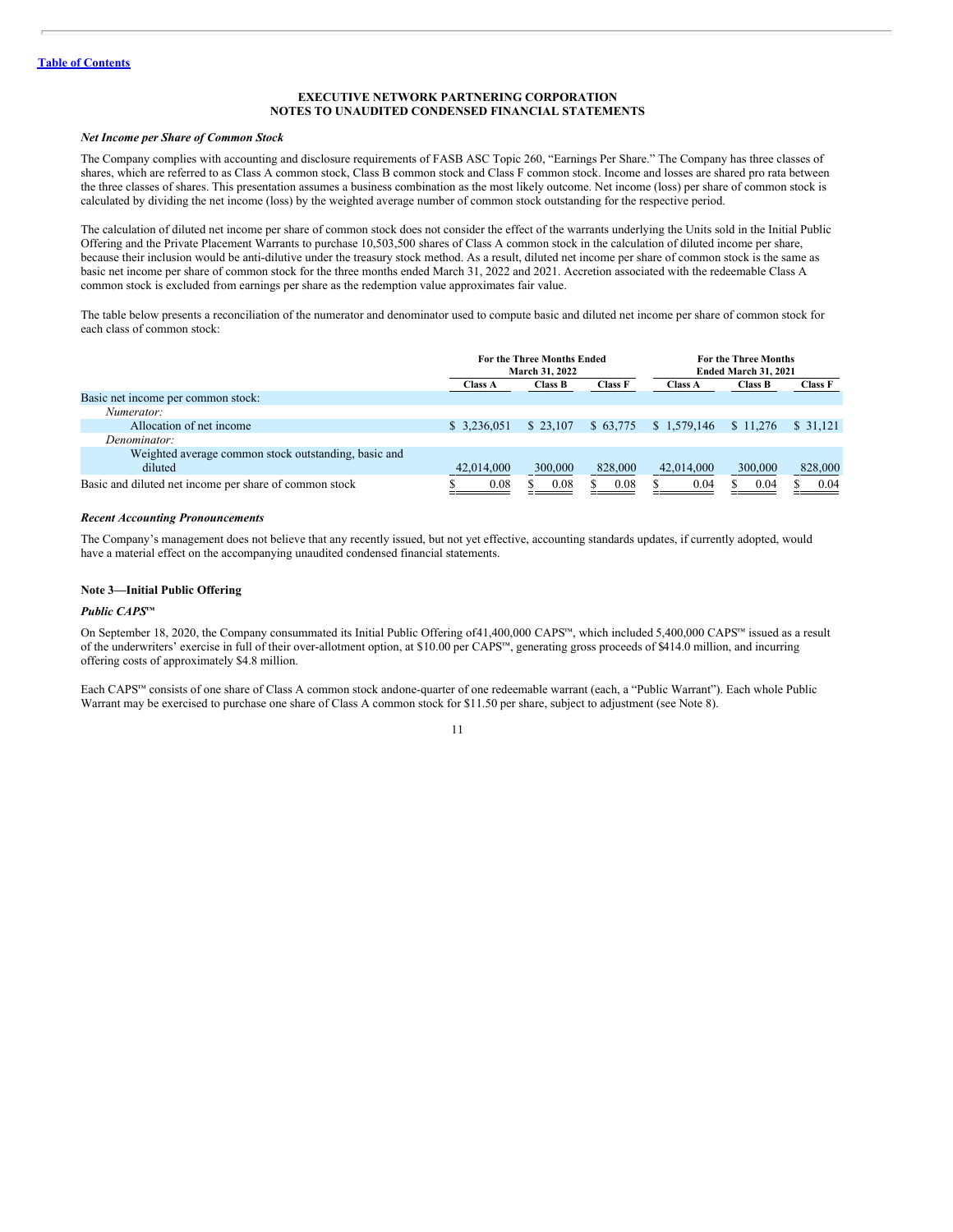**EXECUTIVE NETWORK PARTNERING CORPORATION**
**NOTES TO UNAUDITED CONDENSED FINANCIAL STATEMENTS**

***Net Income per Share of Common Stock***

The Company complies with accounting and disclosure requirements of FASB ASC Topic 260, "Earnings Per Share." The Company has three classes of shares, which are referred to as Class A common stock, Class B common stock and Class F common stock. Income and losses are shared pro rata between the three classes of shares. This presentation assumes a business combination as the most likely outcome. Net income (loss) per share of common stock is calculated by dividing the net income (loss) by the weighted average number of common stock outstanding for the respective period.

The calculation of diluted net income per share of common stock does not consider the effect of the warrants underlying the Units sold in the Initial Public Offering and the Private Placement Warrants to purchase 10,503,500 shares of Class A common stock in the calculation of diluted income per share, because their inclusion would be anti-dilutive under the treasury stock method. As a result, diluted net income per share of common stock is the same as basic net income per share of common stock for the three months ended March 31, 2022 and 2021. Accretion associated with the redeemable Class A common stock is excluded from earnings per share as the redemption value approximates fair value.

The table below presents a reconciliation of the numerator and denominator used to compute basic and diluted net income per share of common stock for each class of common stock:

| | For the Three Months Ended March 31, 2022 | | | For the Three Months Ended March 31, 2021 | | |
|---|---|---|---|---|---|---|
| | Class A | Class B | Class F | Class A | Class B | Class F |
| Basic net income per common stock: | | | | | | |
| *Numerator:* | | | | | | |
| Allocation of net income | $ 3,236,051 | $ 23,107 | $ 63,775 | $ 1,579,146 | $ 11,276 | $ 31,121 |
| *Denominator:* | | | | | | |
| Weighted average common stock outstanding, basic and diluted | 42,014,000 | 300,000 | 828,000 | 42,014,000 | 300,000 | 828,000 |
| Basic and diluted net income per share of common stock | $ 0.08 | $ 0.08 | $ 0.08 | $ 0.04 | $ 0.04 | $ 0.04 |

***Recent Accounting Pronouncements***

The Company's management does not believe that any recently issued, but not yet effective, accounting standards updates, if currently adopted, would have a material effect on the accompanying unaudited condensed financial statements.

**Note 3—Initial Public Offering**

***Public CAPS™***

On September 18, 2020, the Company consummated its Initial Public Offering of41,400,000 CAPS™, which included 5,400,000 CAPS™ issued as a result of the underwriters' exercise in full of their over-allotment option, at $10.00 per CAPS™, generating gross proceeds of $414.0 million, and incurring offering costs of approximately $4.8 million.

Each CAPS™ consists of one share of Class A common stock andone-quarter of one redeemable warrant (each, a "Public Warrant"). Each whole Public Warrant may be exercised to purchase one share of Class A common stock for $11.50 per share, subject to adjustment (see Note 8).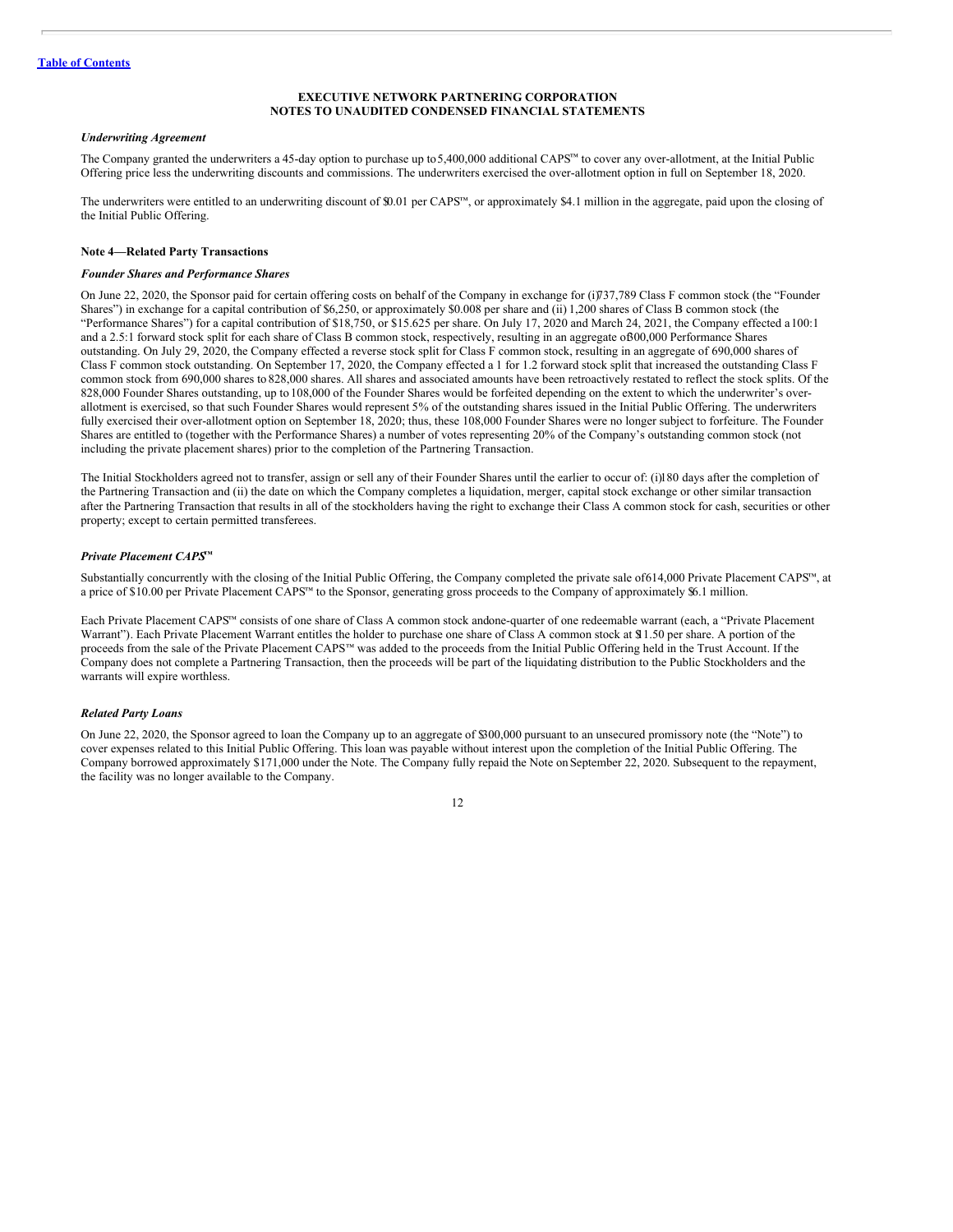**EXECUTIVE NETWORK PARTNERING CORPORATION**
**NOTES TO UNAUDITED CONDENSED FINANCIAL STATEMENTS**

### *Underwriting Agreement*

The Company granted the underwriters a 45-day option to purchase up to 5,400,000 additional CAPS™ to cover any over-allotment, at the Initial Public Offering price less the underwriting discounts and commissions. The underwriters exercised the over-allotment option in full on September 18, 2020.

The underwriters were entitled to an underwriting discount of $0.01 per CAPS™, or approximately $4.1 million in the aggregate, paid upon the closing of the Initial Public Offering.

## Note 4—Related Party Transactions

### *Founder Shares and Performance Shares*

On June 22, 2020, the Sponsor paid for certain offering costs on behalf of the Company in exchange for (i) 737,789 Class F common stock (the "Founder Shares") in exchange for a capital contribution of $6,250, or approximately $0.008 per share and (ii) 1,200 shares of Class B common stock (the "Performance Shares") for a capital contribution of $18,750, or $15.625 per share. On July 17, 2020 and March 24, 2021, the Company effected a 100:1 and a 2.5:1 forward stock split for each share of Class B common stock, respectively, resulting in an aggregate of 300,000 Performance Shares outstanding. On July 29, 2020, the Company effected a reverse stock split for Class F common stock, resulting in an aggregate of 690,000 shares of Class F common stock outstanding. On September 17, 2020, the Company effected a 1 for 1.2 forward stock split that increased the outstanding Class F common stock from 690,000 shares to 828,000 shares. All shares and associated amounts have been retroactively restated to reflect the stock splits. Of the 828,000 Founder Shares outstanding, up to 108,000 of the Founder Shares would be forfeited depending on the extent to which the underwriter's over-allotment is exercised, so that such Founder Shares would represent 5% of the outstanding shares issued in the Initial Public Offering. The underwriters fully exercised their over-allotment option on September 18, 2020; thus, these 108,000 Founder Shares were no longer subject to forfeiture. The Founder Shares are entitled to (together with the Performance Shares) a number of votes representing 20% of the Company's outstanding common stock (not including the private placement shares) prior to the completion of the Partnering Transaction.

The Initial Stockholders agreed not to transfer, assign or sell any of their Founder Shares until the earlier to occur of: (i) 180 days after the completion of the Partnering Transaction and (ii) the date on which the Company completes a liquidation, merger, capital stock exchange or other similar transaction after the Partnering Transaction that results in all of the stockholders having the right to exchange their Class A common stock for cash, securities or other property; except to certain permitted transferees.

### *Private Placement CAPS™*

Substantially concurrently with the closing of the Initial Public Offering, the Company completed the private sale of 614,000 Private Placement CAPS™, at a price of $10.00 per Private Placement CAPS™ to the Sponsor, generating gross proceeds to the Company of approximately $6.1 million.

Each Private Placement CAPS™ consists of one share of Class A common stock and one-quarter of one redeemable warrant (each, a "Private Placement Warrant"). Each Private Placement Warrant entitles the holder to purchase one share of Class A common stock at $11.50 per share. A portion of the proceeds from the sale of the Private Placement CAPS™ was added to the proceeds from the Initial Public Offering held in the Trust Account. If the Company does not complete a Partnering Transaction, then the proceeds will be part of the liquidating distribution to the Public Stockholders and the warrants will expire worthless.

### *Related Party Loans*

On June 22, 2020, the Sponsor agreed to loan the Company up to an aggregate of $300,000 pursuant to an unsecured promissory note (the "Note") to cover expenses related to this Initial Public Offering. This loan was payable without interest upon the completion of the Initial Public Offering. The Company borrowed approximately $171,000 under the Note. The Company fully repaid the Note on September 22, 2020. Subsequent to the repayment, the facility was no longer available to the Company.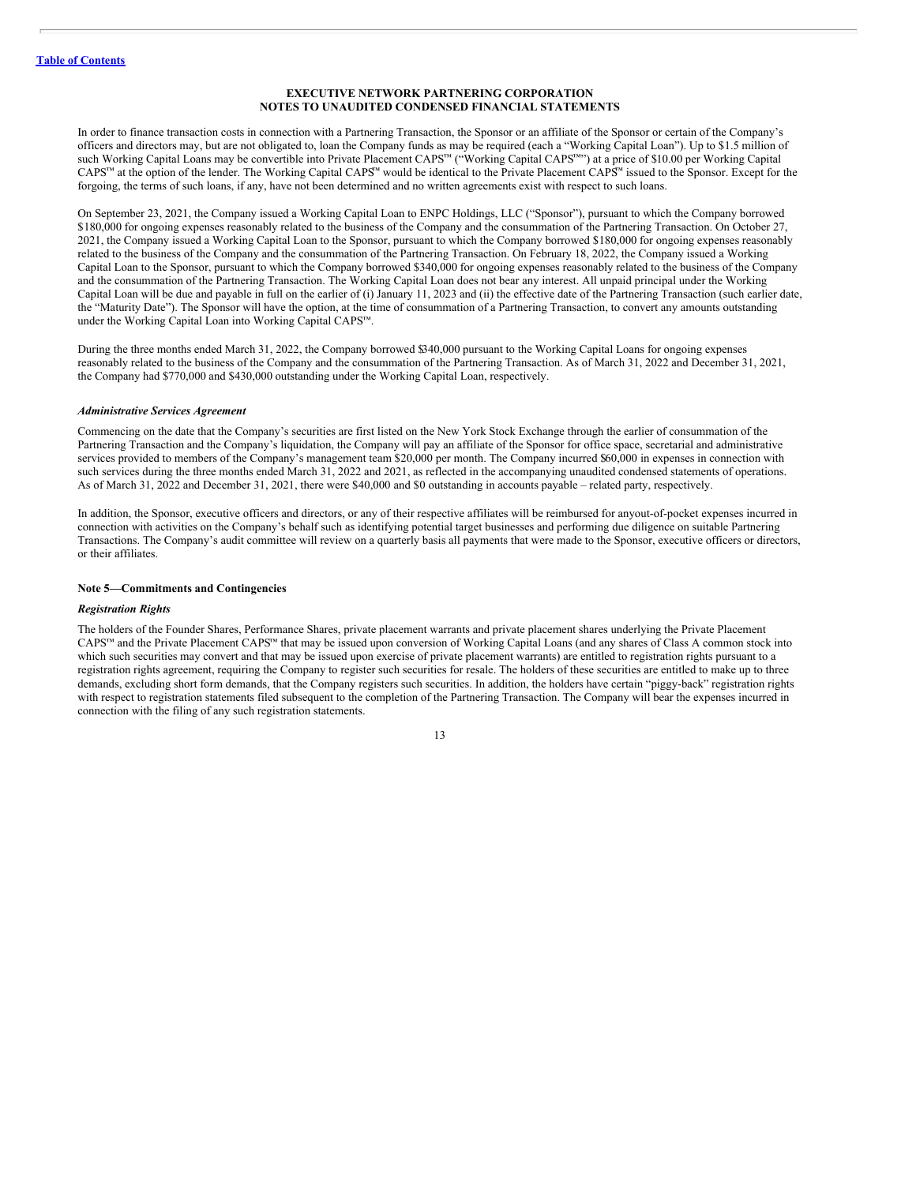**Table of Contents**

**EXECUTIVE NETWORK PARTNERING CORPORATION**
**NOTES TO UNAUDITED CONDENSED FINANCIAL STATEMENTS**

In order to finance transaction costs in connection with a Partnering Transaction, the Sponsor or an affiliate of the Sponsor or certain of the Company's officers and directors may, but are not obligated to, loan the Company funds as may be required (each a "Working Capital Loan"). Up to $1.5 million of such Working Capital Loans may be convertible into Private Placement CAPS™ ("Working Capital CAPS™") at a price of $10.00 per Working Capital CAPS™ at the option of the lender. The Working Capital CAPS™ would be identical to the Private Placement CAPS™ issued to the Sponsor. Except for the forgoing, the terms of such loans, if any, have not been determined and no written agreements exist with respect to such loans.

On September 23, 2021, the Company issued a Working Capital Loan to ENPC Holdings, LLC ("Sponsor"), pursuant to which the Company borrowed $180,000 for ongoing expenses reasonably related to the business of the Company and the consummation of the Partnering Transaction. On October 27, 2021, the Company issued a Working Capital Loan to the Sponsor, pursuant to which the Company borrowed $180,000 for ongoing expenses reasonably related to the business of the Company and the consummation of the Partnering Transaction. On February 18, 2022, the Company issued a Working Capital Loan to the Sponsor, pursuant to which the Company borrowed $340,000 for ongoing expenses reasonably related to the business of the Company and the consummation of the Partnering Transaction. The Working Capital Loan does not bear any interest. All unpaid principal under the Working Capital Loan will be due and payable in full on the earlier of (i) January 11, 2023 and (ii) the effective date of the Partnering Transaction (such earlier date, the "Maturity Date"). The Sponsor will have the option, at the time of consummation of a Partnering Transaction, to convert any amounts outstanding under the Working Capital Loan into Working Capital CAPS™.

During the three months ended March 31, 2022, the Company borrowed $340,000 pursuant to the Working Capital Loans for ongoing expenses reasonably related to the business of the Company and the consummation of the Partnering Transaction. As of March 31, 2022 and December 31, 2021, the Company had $770,000 and $430,000 outstanding under the Working Capital Loan, respectively.

***Administrative Services Agreement***

Commencing on the date that the Company's securities are first listed on the New York Stock Exchange through the earlier of consummation of the Partnering Transaction and the Company's liquidation, the Company will pay an affiliate of the Sponsor for office space, secretarial and administrative services provided to members of the Company's management team $20,000 per month. The Company incurred $60,000 in expenses in connection with such services during the three months ended March 31, 2022 and 2021, as reflected in the accompanying unaudited condensed statements of operations. As of March 31, 2022 and December 31, 2021, there were $40,000 and $0 outstanding in accounts payable – related party, respectively.

In addition, the Sponsor, executive officers and directors, or any of their respective affiliates will be reimbursed for anyout-of-pocket expenses incurred in connection with activities on the Company's behalf such as identifying potential target businesses and performing due diligence on suitable Partnering Transactions. The Company's audit committee will review on a quarterly basis all payments that were made to the Sponsor, executive officers or directors, or their affiliates.

**Note 5—Commitments and Contingencies**

***Registration Rights***

The holders of the Founder Shares, Performance Shares, private placement warrants and private placement shares underlying the Private Placement CAPS™ and the Private Placement CAPS™ that may be issued upon conversion of Working Capital Loans (and any shares of Class A common stock into which such securities may convert and that may be issued upon exercise of private placement warrants) are entitled to registration rights pursuant to a registration rights agreement, requiring the Company to register such securities for resale. The holders of these securities are entitled to make up to three demands, excluding short form demands, that the Company registers such securities. In addition, the holders have certain "piggy-back" registration rights with respect to registration statements filed subsequent to the completion of the Partnering Transaction. The Company will bear the expenses incurred in connection with the filing of any such registration statements.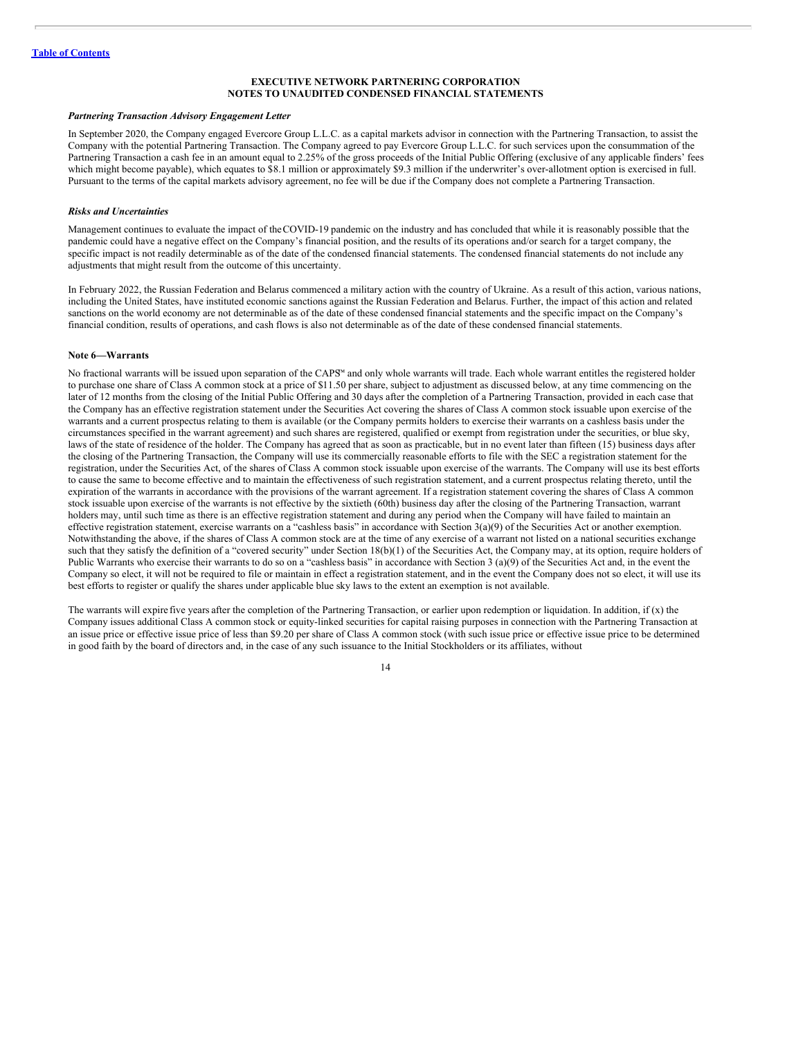**EXECUTIVE NETWORK PARTNERING CORPORATION**
**NOTES TO UNAUDITED CONDENSED FINANCIAL STATEMENTS**

***Partnering Transaction Advisory Engagement Letter***

In September 2020, the Company engaged Evercore Group L.L.C. as a capital markets advisor in connection with the Partnering Transaction, to assist the Company with the potential Partnering Transaction. The Company agreed to pay Evercore Group L.L.C. for such services upon the consummation of the Partnering Transaction a cash fee in an amount equal to 2.25% of the gross proceeds of the Initial Public Offering (exclusive of any applicable finders' fees which might become payable), which equates to $8.1 million or approximately $9.3 million if the underwriter's over-allotment option is exercised in full. Pursuant to the terms of the capital markets advisory agreement, no fee will be due if the Company does not complete a Partnering Transaction.

***Risks and Uncertainties***

Management continues to evaluate the impact of the COVID-19 pandemic on the industry and has concluded that while it is reasonably possible that the pandemic could have a negative effect on the Company's financial position, and the results of its operations and/or search for a target company, the specific impact is not readily determinable as of the date of the condensed financial statements. The condensed financial statements do not include any adjustments that might result from the outcome of this uncertainty.

In February 2022, the Russian Federation and Belarus commenced a military action with the country of Ukraine. As a result of this action, various nations, including the United States, have instituted economic sanctions against the Russian Federation and Belarus. Further, the impact of this action and related sanctions on the world economy are not determinable as of the date of these condensed financial statements and the specific impact on the Company's financial condition, results of operations, and cash flows is also not determinable as of the date of these condensed financial statements.

**Note 6—Warrants**

No fractional warrants will be issued upon separation of the CAPS℠ and only whole warrants will trade. Each whole warrant entitles the registered holder to purchase one share of Class A common stock at a price of $11.50 per share, subject to adjustment as discussed below, at any time commencing on the later of 12 months from the closing of the Initial Public Offering and 30 days after the completion of a Partnering Transaction, provided in each case that the Company has an effective registration statement under the Securities Act covering the shares of Class A common stock issuable upon exercise of the warrants and a current prospectus relating to them is available (or the Company permits holders to exercise their warrants on a cashless basis under the circumstances specified in the warrant agreement) and such shares are registered, qualified or exempt from registration under the securities, or blue sky, laws of the state of residence of the holder. The Company has agreed that as soon as practicable, but in no event later than fifteen (15) business days after the closing of the Partnering Transaction, the Company will use its commercially reasonable efforts to file with the SEC a registration statement for the registration, under the Securities Act, of the shares of Class A common stock issuable upon exercise of the warrants. The Company will use its best efforts to cause the same to become effective and to maintain the effectiveness of such registration statement, and a current prospectus relating thereto, until the expiration of the warrants in accordance with the provisions of the warrant agreement. If a registration statement covering the shares of Class A common stock issuable upon exercise of the warrants is not effective by the sixtieth (60th) business day after the closing of the Partnering Transaction, warrant holders may, until such time as there is an effective registration statement and during any period when the Company will have failed to maintain an effective registration statement, exercise warrants on a "cashless basis" in accordance with Section 3(a)(9) of the Securities Act or another exemption. Notwithstanding the above, if the shares of Class A common stock are at the time of any exercise of a warrant not listed on a national securities exchange such that they satisfy the definition of a "covered security" under Section 18(b)(1) of the Securities Act, the Company may, at its option, require holders of Public Warrants who exercise their warrants to do so on a "cashless basis" in accordance with Section 3 (a)(9) of the Securities Act and, in the event the Company so elect, it will not be required to file or maintain in effect a registration statement, and in the event the Company does not so elect, it will use its best efforts to register or qualify the shares under applicable blue sky laws to the extent an exemption is not available.

The warrants will expire five years after the completion of the Partnering Transaction, or earlier upon redemption or liquidation. In addition, if (x) the Company issues additional Class A common stock or equity-linked securities for capital raising purposes in connection with the Partnering Transaction at an issue price or effective issue price of less than $9.20 per share of Class A common stock (with such issue price or effective issue price to be determined in good faith by the board of directors and, in the case of any such issuance to the Initial Stockholders or its affiliates, without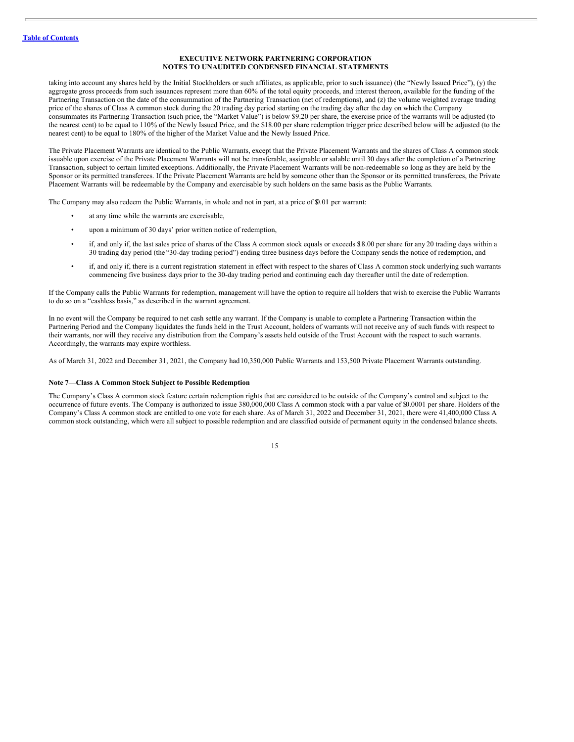taking into account any shares held by the Initial Stockholders or such affiliates, as applicable, prior to such issuance) (the "Newly Issued Price"), (y) the aggregate gross proceeds from such issuances represent more than 60% of the total equity proceeds, and interest thereon, available for the funding of the Partnering Transaction on the date of the consummation of the Partnering Transaction (net of redemptions), and (z) the volume weighted average trading price of the shares of Class A common stock during the 20 trading day period starting on the trading day after the day on which the Company consummates its Partnering Transaction (such price, the "Market Value") is below $9.20 per share, the exercise price of the warrants will be adjusted (to the nearest cent) to be equal to 110% of the Newly Issued Price, and the $18.00 per share redemption trigger price described below will be adjusted (to the nearest cent) to be equal to 180% of the higher of the Market Value and the Newly Issued Price.

The Private Placement Warrants are identical to the Public Warrants, except that the Private Placement Warrants and the shares of Class A common stock issuable upon exercise of the Private Placement Warrants will not be transferable, assignable or salable until 30 days after the completion of a Partnering Transaction, subject to certain limited exceptions. Additionally, the Private Placement Warrants will be non-redeemable so long as they are held by the Sponsor or its permitted transferees. If the Private Placement Warrants are held by someone other than the Sponsor or its permitted transferees, the Private Placement Warrants will be redeemable by the Company and exercisable by such holders on the same basis as the Public Warrants.

The Company may also redeem the Public Warrants, in whole and not in part, at a price of $0.01 per warrant:

- at any time while the warrants are exercisable,
- upon a minimum of 30 days' prior written notice of redemption,
- if, and only if, the last sales price of shares of the Class A common stock equals or exceeds $18.00 per share for any 20 trading days within a 30 trading day period (the "30-day trading period") ending three business days before the Company sends the notice of redemption, and
- if, and only if, there is a current registration statement in effect with respect to the shares of Class A common stock underlying such warrants commencing five business days prior to the 30-day trading period and continuing each day thereafter until the date of redemption.

If the Company calls the Public Warrants for redemption, management will have the option to require all holders that wish to exercise the Public Warrants to do so on a "cashless basis," as described in the warrant agreement.

In no event will the Company be required to net cash settle any warrant. If the Company is unable to complete a Partnering Transaction within the Partnering Period and the Company liquidates the funds held in the Trust Account, holders of warrants will not receive any of such funds with respect to their warrants, nor will they receive any distribution from the Company's assets held outside of the Trust Account with the respect to such warrants. Accordingly, the warrants may expire worthless.

As of March 31, 2022 and December 31, 2021, the Company had 10,350,000 Public Warrants and 153,500 Private Placement Warrants outstanding.

**Note 7—Class A Common Stock Subject to Possible Redemption**

The Company's Class A common stock feature certain redemption rights that are considered to be outside of the Company's control and subject to the occurrence of future events. The Company is authorized to issue 380,000,000 Class A common stock with a par value of $0.0001 per share. Holders of the Company's Class A common stock are entitled to one vote for each share. As of March 31, 2022 and December 31, 2021, there were 41,400,000 Class A common stock outstanding, which were all subject to possible redemption and are classified outside of permanent equity in the condensed balance sheets.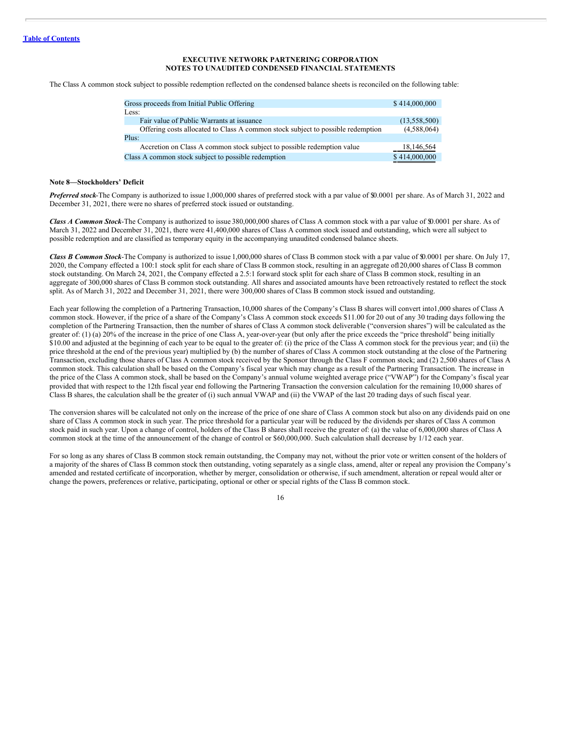The Class A common stock subject to possible redemption reflected on the condensed balance sheets is reconciled on the following table:

| | |
|---|---|
| Gross proceeds from Initial Public Offering | $ 414,000,000 |
| Less: | |
| Fair value of Public Warrants at issuance | (13,558,500) |
| Offering costs allocated to Class A common stock subject to possible redemption | (4,588,064) |
| Plus: | |
| Accretion on Class A common stock subject to possible redemption value | 18,146,564 |
| Class A common stock subject to possible redemption | $ 414,000,000 |

**Note 8—Stockholders' Deficit**

***Preferred stock***-The Company is authorized to issue 1,000,000 shares of preferred stock with a par value of $0.0001 per share. As of March 31, 2022 and December 31, 2021, there were no shares of preferred stock issued or outstanding.

***Class A Common Stock***-The Company is authorized to issue 380,000,000 shares of Class A common stock with a par value of $0.0001 per share. As of March 31, 2022 and December 31, 2021, there were 41,400,000 shares of Class A common stock issued and outstanding, which were all subject to possible redemption and are classified as temporary equity in the accompanying unaudited condensed balance sheets.

***Class B Common Stock***-The Company is authorized to issue 1,000,000 shares of Class B common stock with a par value of $0.0001 per share. On July 17, 2020, the Company effected a 100:1 stock split for each share of Class B common stock, resulting in an aggregate of 120,000 shares of Class B common stock outstanding. On March 24, 2021, the Company effected a 2.5:1 forward stock split for each share of Class B common stock, resulting in an aggregate of 300,000 shares of Class B common stock outstanding. All shares and associated amounts have been retroactively restated to reflect the stock split. As of March 31, 2022 and December 31, 2021, there were 300,000 shares of Class B common stock issued and outstanding.

Each year following the completion of a Partnering Transaction, 10,000 shares of the Company's Class B shares will convert into 1,000 shares of Class A common stock. However, if the price of a share of the Company's Class A common stock exceeds $11.00 for 20 out of any 30 trading days following the completion of the Partnering Transaction, then the number of shares of Class A common stock deliverable ("conversion shares") will be calculated as the greater of: (1) (a) 20% of the increase in the price of one Class A, year-over-year (but only after the price exceeds the "price threshold" being initially $10.00 and adjusted at the beginning of each year to be equal to the greater of: (i) the price of the Class A common stock for the previous year; and (ii) the price threshold at the end of the previous year) multiplied by (b) the number of shares of Class A common stock outstanding at the close of the Partnering Transaction, excluding those shares of Class A common stock received by the Sponsor through the Class F common stock; and (2) 2,500 shares of Class A common stock. This calculation shall be based on the Company's fiscal year which may change as a result of the Partnering Transaction. The increase in the price of the Class A common stock, shall be based on the Company's annual volume weighted average price ("VWAP") for the Company's fiscal year provided that with respect to the 12th fiscal year end following the Partnering Transaction the conversion calculation for the remaining 10,000 shares of Class B shares, the calculation shall be the greater of (i) such annual VWAP and (ii) the VWAP of the last 20 trading days of such fiscal year.

The conversion shares will be calculated not only on the increase of the price of one share of Class A common stock but also on any dividends paid on one share of Class A common stock in such year. The price threshold for a particular year will be reduced by the dividends per shares of Class A common stock paid in such year. Upon a change of control, holders of the Class B shares shall receive the greater of: (a) the value of 6,000,000 shares of Class A common stock at the time of the announcement of the change of control or $60,000,000. Such calculation shall decrease by 1/12 each year.

For so long as any shares of Class B common stock remain outstanding, the Company may not, without the prior vote or written consent of the holders of a majority of the shares of Class B common stock then outstanding, voting separately as a single class, amend, alter or repeal any provision the Company's amended and restated certificate of incorporation, whether by merger, consolidation or otherwise, if such amendment, alteration or repeal would alter or change the powers, preferences or relative, participating, optional or other or special rights of the Class B common stock.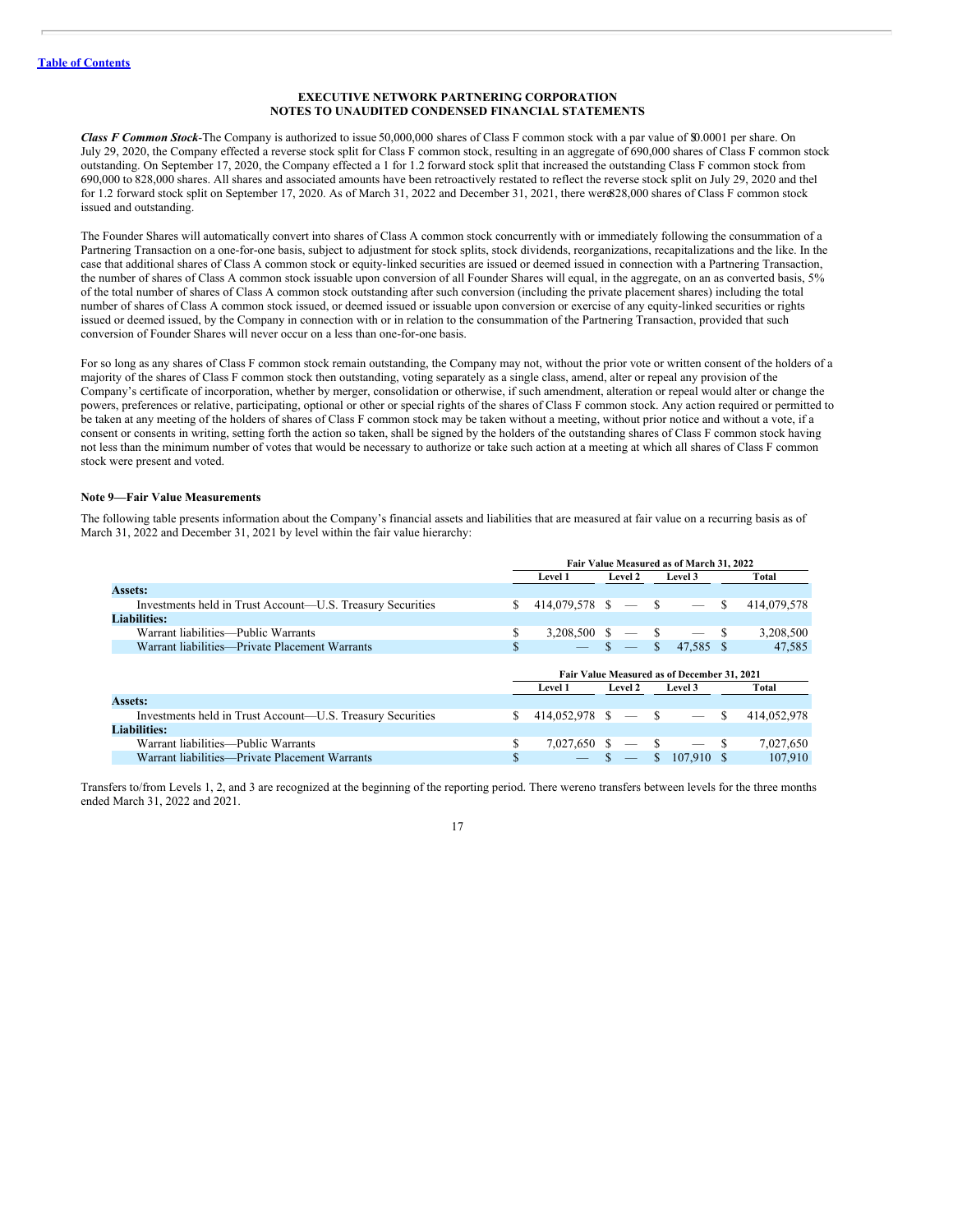# EXECUTIVE NETWORK PARTNERING CORPORATION
## NOTES TO UNAUDITED CONDENSED FINANCIAL STATEMENTS

***Class F Common Stock***-The Company is authorized to issue 50,000,000 shares of Class F common stock with a par value of $0.0001 per share. On July 29, 2020, the Company effected a reverse stock split for Class F common stock, resulting in an aggregate of 690,000 shares of Class F common stock outstanding. On September 17, 2020, the Company effected a 1 for 1.2 forward stock split that increased the outstanding Class F common stock from 690,000 to 828,000 shares. All shares and associated amounts have been retroactively restated to reflect the reverse stock split on July 29, 2020 and the1 for 1.2 forward stock split on September 17, 2020. As of March 31, 2022 and December 31, 2021, there were828,000 shares of Class F common stock issued and outstanding.

The Founder Shares will automatically convert into shares of Class A common stock concurrently with or immediately following the consummation of a Partnering Transaction on a one-for-one basis, subject to adjustment for stock splits, stock dividends, reorganizations, recapitalizations and the like. In the case that additional shares of Class A common stock or equity-linked securities are issued or deemed issued in connection with a Partnering Transaction, the number of shares of Class A common stock issuable upon conversion of all Founder Shares will equal, in the aggregate, on an as converted basis, 5% of the total number of shares of Class A common stock outstanding after such conversion (including the private placement shares) including the total number of shares of Class A common stock issued, or deemed issued or issuable upon conversion or exercise of any equity-linked securities or rights issued or deemed issued, by the Company in connection with or in relation to the consummation of the Partnering Transaction, provided that such conversion of Founder Shares will never occur on a less than one-for-one basis.

For so long as any shares of Class F common stock remain outstanding, the Company may not, without the prior vote or written consent of the holders of a majority of the shares of Class F common stock then outstanding, voting separately as a single class, amend, alter or repeal any provision of the Company's certificate of incorporation, whether by merger, consolidation or otherwise, if such amendment, alteration or repeal would alter or change the powers, preferences or relative, participating, optional or other or special rights of the shares of Class F common stock. Any action required or permitted to be taken at any meeting of the holders of shares of Class F common stock may be taken without a meeting, without prior notice and without a vote, if a consent or consents in writing, setting forth the action so taken, shall be signed by the holders of the outstanding shares of Class F common stock having not less than the minimum number of votes that would be necessary to authorize or take such action at a meeting at which all shares of Class F common stock were present and voted.

**Note 9—Fair Value Measurements**

The following table presents information about the Company's financial assets and liabilities that are measured at fair value on a recurring basis as of March 31, 2022 and December 31, 2021 by level within the fair value hierarchy:

| | Fair Value Measured as of March 31, 2022 | | | |
|---|---|---|---|---|
| | Level 1 | Level 2 | Level 3 | Total |
| **Assets:** | | | | |
| Investments held in Trust Account—U.S. Treasury Securities | $ 414,079,578 | $ — | $ — | $ 414,079,578 |
| **Liabilities:** | | | | |
| Warrant liabilities—Public Warrants | $ 3,208,500 | $ — | $ — | $ 3,208,500 |
| Warrant liabilities—Private Placement Warrants | $ — | $ — | $ 47,585 | $ 47,585 |

| | Fair Value Measured as of December 31, 2021 | | | |
|---|---|---|---|---|
| | Level 1 | Level 2 | Level 3 | Total |
| **Assets:** | | | | |
| Investments held in Trust Account—U.S. Treasury Securities | $ 414,052,978 | $ — | $ — | $ 414,052,978 |
| **Liabilities:** | | | | |
| Warrant liabilities—Public Warrants | $ 7,027,650 | $ — | $ — | $ 7,027,650 |
| Warrant liabilities—Private Placement Warrants | $ — | $ — | $ 107,910 | $ 107,910 |

Transfers to/from Levels 1, 2, and 3 are recognized at the beginning of the reporting period. There wereno transfers between levels for the three months ended March 31, 2022 and 2021.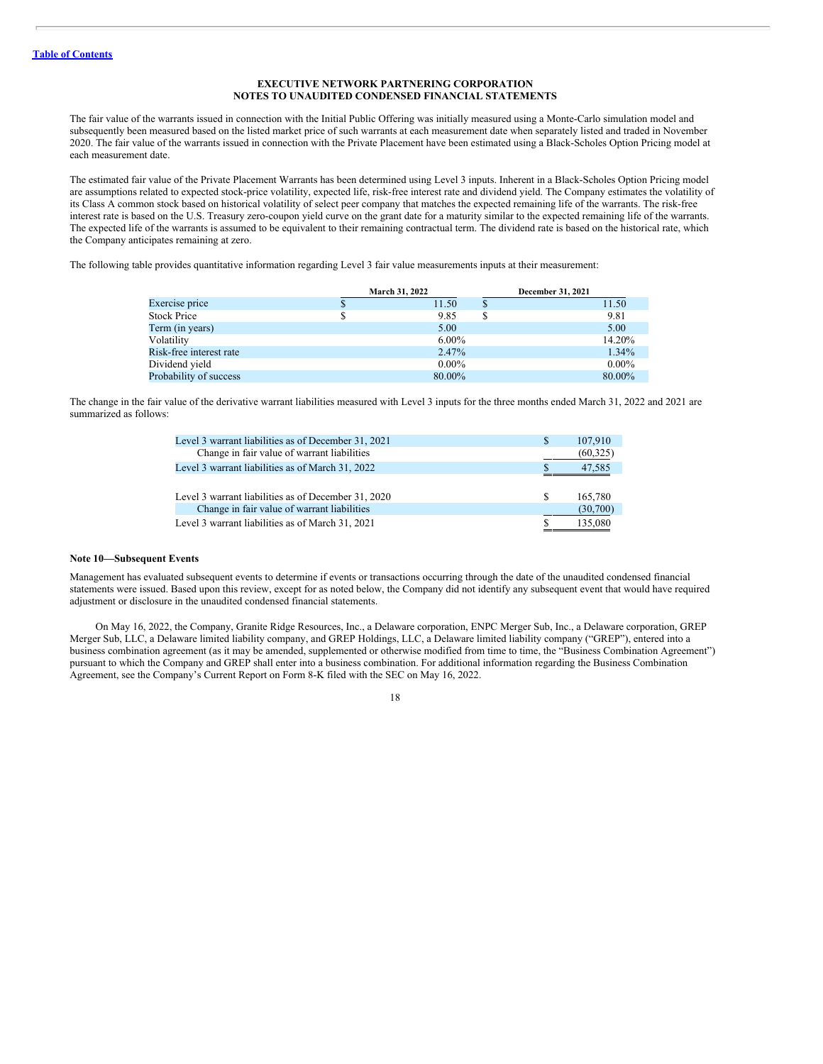**EXECUTIVE NETWORK PARTNERING CORPORATION**
**NOTES TO UNAUDITED CONDENSED FINANCIAL STATEMENTS**

The fair value of the warrants issued in connection with the Initial Public Offering was initially measured using a Monte-Carlo simulation model and subsequently been measured based on the listed market price of such warrants at each measurement date when separately listed and traded in November 2020. The fair value of the warrants issued in connection with the Private Placement have been estimated using a Black-Scholes Option Pricing model at each measurement date.

The estimated fair value of the Private Placement Warrants has been determined using Level 3 inputs. Inherent in a Black-Scholes Option Pricing model are assumptions related to expected stock-price volatility, expected life, risk-free interest rate and dividend yield. The Company estimates the volatility of its Class A common stock based on historical volatility of select peer company that matches the expected remaining life of the warrants. The risk-free interest rate is based on the U.S. Treasury zero-coupon yield curve on the grant date for a maturity similar to the expected remaining life of the warrants. The expected life of the warrants is assumed to be equivalent to their remaining contractual term. The dividend rate is based on the historical rate, which the Company anticipates remaining at zero.

The following table provides quantitative information regarding Level 3 fair value measurements inputs at their measurement:

| | March 31, 2022 | December 31, 2021 |
|---|---|---|
| Exercise price | $ 11.50 | $ 11.50 |
| Stock Price | $ 9.85 | $ 9.81 |
| Term (in years) | 5.00 | 5.00 |
| Volatility | 6.00% | 14.20% |
| Risk-free interest rate | 2.47% | 1.34% |
| Dividend yield | 0.00% | 0.00% |
| Probability of success | 80.00% | 80.00% |

The change in the fair value of the derivative warrant liabilities measured with Level 3 inputs for the three months ended March 31, 2022 and 2021 are summarized as follows:

| | |
|---|---|
| Level 3 warrant liabilities as of December 31, 2021 | $ 107,910 |
| Change in fair value of warrant liabilities | (60,325) |
| Level 3 warrant liabilities as of March 31, 2022 | $ 47,585 |
| | |
| Level 3 warrant liabilities as of December 31, 2020 | $ 165,780 |
| Change in fair value of warrant liabilities | (30,700) |
| Level 3 warrant liabilities as of March 31, 2021 | $ 135,080 |

**Note 10—Subsequent Events**

Management has evaluated subsequent events to determine if events or transactions occurring through the date of the unaudited condensed financial statements were issued. Based upon this review, except for as noted below, the Company did not identify any subsequent event that would have required adjustment or disclosure in the unaudited condensed financial statements.

On May 16, 2022, the Company, Granite Ridge Resources, Inc., a Delaware corporation, ENPC Merger Sub, Inc., a Delaware corporation, GREP Merger Sub, LLC, a Delaware limited liability company, and GREP Holdings, LLC, a Delaware limited liability company ("GREP"), entered into a business combination agreement (as it may be amended, supplemented or otherwise modified from time to time, the "Business Combination Agreement") pursuant to which the Company and GREP shall enter into a business combination. For additional information regarding the Business Combination Agreement, see the Company's Current Report on Form 8-K filed with the SEC on May 16, 2022.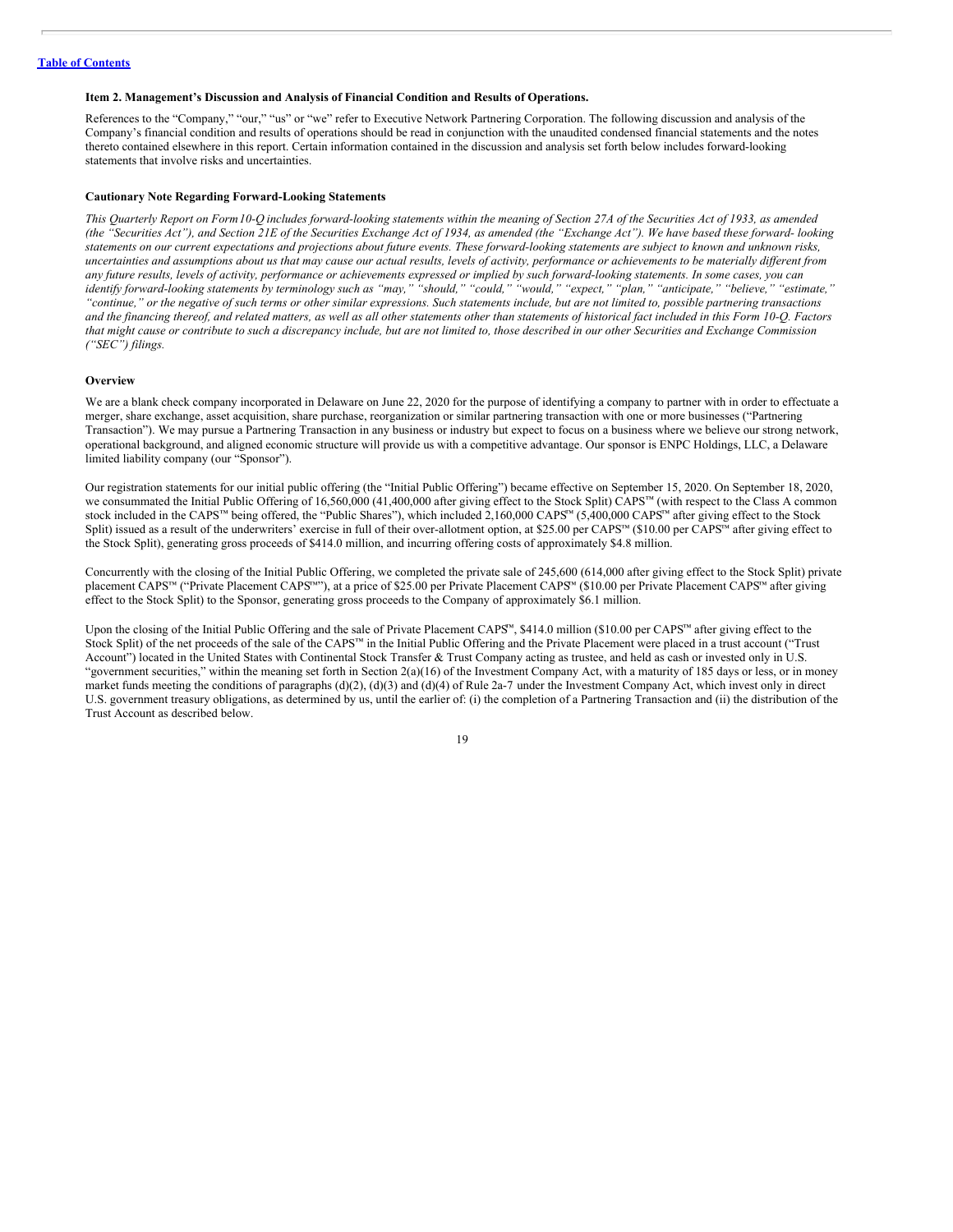[Table of Contents](#)

**Item 2. Management's Discussion and Analysis of Financial Condition and Results of Operations.**

References to the "Company," "our," "us" or "we" refer to Executive Network Partnering Corporation. The following discussion and analysis of the Company's financial condition and results of operations should be read in conjunction with the unaudited condensed financial statements and the notes thereto contained elsewhere in this report. Certain information contained in the discussion and analysis set forth below includes forward-looking statements that involve risks and uncertainties.

**Cautionary Note Regarding Forward-Looking Statements**

*This Quarterly Report on Form 10-Q includes forward-looking statements within the meaning of Section 27A of the Securities Act of 1933, as amended (the "Securities Act"), and Section 21E of the Securities Exchange Act of 1934, as amended (the "Exchange Act"). We have based these forward- looking statements on our current expectations and projections about future events. These forward-looking statements are subject to known and unknown risks, uncertainties and assumptions about us that may cause our actual results, levels of activity, performance or achievements to be materially different from any future results, levels of activity, performance or achievements expressed or implied by such forward-looking statements. In some cases, you can identify forward-looking statements by terminology such as "may," "should," "could," "would," "expect," "plan," "anticipate," "believe," "estimate," "continue," or the negative of such terms or other similar expressions. Such statements include, but are not limited to, possible partnering transactions and the financing thereof, and related matters, as well as all other statements other than statements of historical fact included in this Form 10-Q. Factors that might cause or contribute to such a discrepancy include, but are not limited to, those described in our other Securities and Exchange Commission ("SEC") filings.*

**Overview**

We are a blank check company incorporated in Delaware on June 22, 2020 for the purpose of identifying a company to partner with in order to effectuate a merger, share exchange, asset acquisition, share purchase, reorganization or similar partnering transaction with one or more businesses ("Partnering Transaction"). We may pursue a Partnering Transaction in any business or industry but expect to focus on a business where we believe our strong network, operational background, and aligned economic structure will provide us with a competitive advantage. Our sponsor is ENPC Holdings, LLC, a Delaware limited liability company (our "Sponsor").

Our registration statements for our initial public offering (the "Initial Public Offering") became effective on September 15, 2020. On September 18, 2020, we consummated the Initial Public Offering of 16,560,000 (41,400,000 after giving effect to the Stock Split) CAPS™ (with respect to the Class A common stock included in the CAPS™ being offered, the "Public Shares"), which included 2,160,000 CAPS™ (5,400,000 CAPS™ after giving effect to the Stock Split) issued as a result of the underwriters' exercise in full of their over-allotment option, at $25.00 per CAPS™ ($10.00 per CAPS™ after giving effect to the Stock Split), generating gross proceeds of $414.0 million, and incurring offering costs of approximately $4.8 million.

Concurrently with the closing of the Initial Public Offering, we completed the private sale of 245,600 (614,000 after giving effect to the Stock Split) private placement CAPS™ ("Private Placement CAPS™"), at a price of $25.00 per Private Placement CAPS™ ($10.00 per Private Placement CAPS™ after giving effect to the Stock Split) to the Sponsor, generating gross proceeds to the Company of approximately $6.1 million.

Upon the closing of the Initial Public Offering and the sale of Private Placement CAPS™, $414.0 million ($10.00 per CAPS™ after giving effect to the Stock Split) of the net proceeds of the sale of the CAPS™ in the Initial Public Offering and the Private Placement were placed in a trust account ("Trust Account") located in the United States with Continental Stock Transfer & Trust Company acting as trustee, and held as cash or invested only in U.S. "government securities," within the meaning set forth in Section 2(a)(16) of the Investment Company Act, with a maturity of 185 days or less, or in money market funds meeting the conditions of paragraphs (d)(2), (d)(3) and (d)(4) of Rule 2a-7 under the Investment Company Act, which invest only in direct U.S. government treasury obligations, as determined by us, until the earlier of: (i) the completion of a Partnering Transaction and (ii) the distribution of the Trust Account as described below.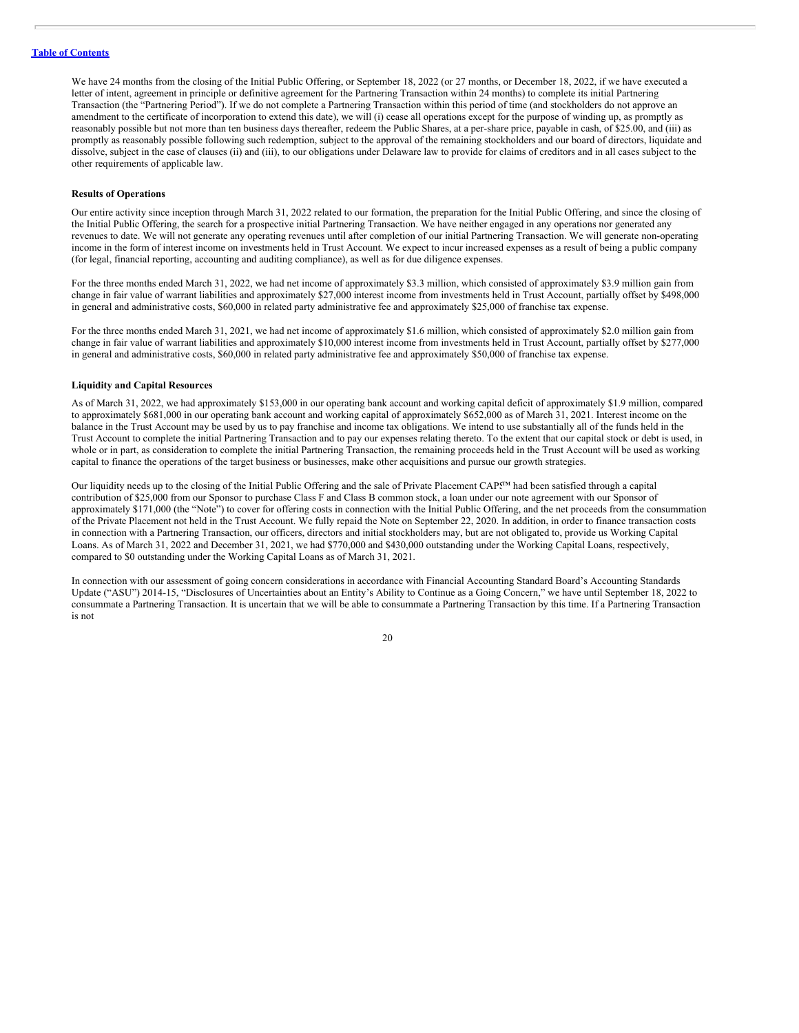[Table of Contents](#)

We have 24 months from the closing of the Initial Public Offering, or September 18, 2022 (or 27 months, or December 18, 2022, if we have executed a letter of intent, agreement in principle or definitive agreement for the Partnering Transaction within 24 months) to complete its initial Partnering Transaction (the "Partnering Period"). If we do not complete a Partnering Transaction within this period of time (and stockholders do not approve an amendment to the certificate of incorporation to extend this date), we will (i) cease all operations except for the purpose of winding up, as promptly as reasonably possible but not more than ten business days thereafter, redeem the Public Shares, at a per-share price, payable in cash, of $25.00, and (iii) as promptly as reasonably possible following such redemption, subject to the approval of the remaining stockholders and our board of directors, liquidate and dissolve, subject in the case of clauses (ii) and (iii), to our obligations under Delaware law to provide for claims of creditors and in all cases subject to the other requirements of applicable law.

**Results of Operations**

Our entire activity since inception through March 31, 2022 related to our formation, the preparation for the Initial Public Offering, and since the closing of the Initial Public Offering, the search for a prospective initial Partnering Transaction. We have neither engaged in any operations nor generated any revenues to date. We will not generate any operating revenues until after completion of our initial Partnering Transaction. We will generate non-operating income in the form of interest income on investments held in Trust Account. We expect to incur increased expenses as a result of being a public company (for legal, financial reporting, accounting and auditing compliance), as well as for due diligence expenses.

For the three months ended March 31, 2022, we had net income of approximately $3.3 million, which consisted of approximately $3.9 million gain from change in fair value of warrant liabilities and approximately $27,000 interest income from investments held in Trust Account, partially offset by $498,000 in general and administrative costs, $60,000 in related party administrative fee and approximately $25,000 of franchise tax expense.

For the three months ended March 31, 2021, we had net income of approximately $1.6 million, which consisted of approximately $2.0 million gain from change in fair value of warrant liabilities and approximately $10,000 interest income from investments held in Trust Account, partially offset by $277,000 in general and administrative costs, $60,000 in related party administrative fee and approximately $50,000 of franchise tax expense.

**Liquidity and Capital Resources**

As of March 31, 2022, we had approximately $153,000 in our operating bank account and working capital deficit of approximately $1.9 million, compared to approximately $681,000 in our operating bank account and working capital of approximately $652,000 as of March 31, 2021. Interest income on the balance in the Trust Account may be used by us to pay franchise and income tax obligations. We intend to use substantially all of the funds held in the Trust Account to complete the initial Partnering Transaction and to pay our expenses relating thereto. To the extent that our capital stock or debt is used, in whole or in part, as consideration to complete the initial Partnering Transaction, the remaining proceeds held in the Trust Account will be used as working capital to finance the operations of the target business or businesses, make other acquisitions and pursue our growth strategies.

Our liquidity needs up to the closing of the Initial Public Offering and the sale of Private Placement CAPS™ had been satisfied through a capital contribution of $25,000 from our Sponsor to purchase Class F and Class B common stock, a loan under our note agreement with our Sponsor of approximately $171,000 (the "Note") to cover for offering costs in connection with the Initial Public Offering, and the net proceeds from the consummation of the Private Placement not held in the Trust Account. We fully repaid the Note on September 22, 2020. In addition, in order to finance transaction costs in connection with a Partnering Transaction, our officers, directors and initial stockholders may, but are not obligated to, provide us Working Capital Loans. As of March 31, 2022 and December 31, 2021, we had $770,000 and $430,000 outstanding under the Working Capital Loans, respectively, compared to $0 outstanding under the Working Capital Loans as of March 31, 2021.

In connection with our assessment of going concern considerations in accordance with Financial Accounting Standard Board's Accounting Standards Update ("ASU") 2014-15, "Disclosures of Uncertainties about an Entity's Ability to Continue as a Going Concern," we have until September 18, 2022 to consummate a Partnering Transaction. It is uncertain that we will be able to consummate a Partnering Transaction by this time. If a Partnering Transaction is not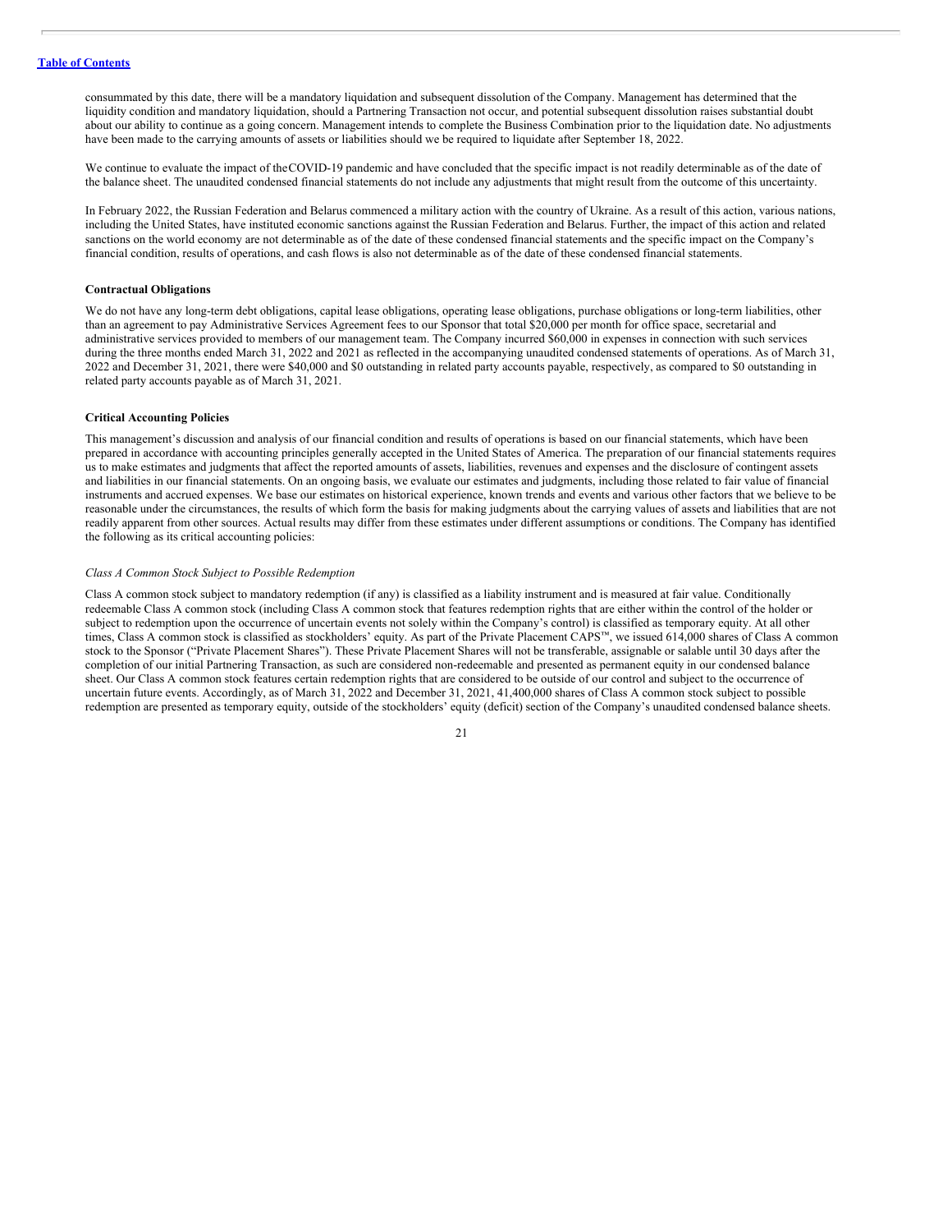consummated by this date, there will be a mandatory liquidation and subsequent dissolution of the Company. Management has determined that the liquidity condition and mandatory liquidation, should a Partnering Transaction not occur, and potential subsequent dissolution raises substantial doubt about our ability to continue as a going concern. Management intends to complete the Business Combination prior to the liquidation date. No adjustments have been made to the carrying amounts of assets or liabilities should we be required to liquidate after September 18, 2022.

We continue to evaluate the impact of theCOVID-19 pandemic and have concluded that the specific impact is not readily determinable as of the date of the balance sheet. The unaudited condensed financial statements do not include any adjustments that might result from the outcome of this uncertainty.

In February 2022, the Russian Federation and Belarus commenced a military action with the country of Ukraine. As a result of this action, various nations, including the United States, have instituted economic sanctions against the Russian Federation and Belarus. Further, the impact of this action and related sanctions on the world economy are not determinable as of the date of these condensed financial statements and the specific impact on the Company's financial condition, results of operations, and cash flows is also not determinable as of the date of these condensed financial statements.

**Contractual Obligations**

We do not have any long-term debt obligations, capital lease obligations, operating lease obligations, purchase obligations or long-term liabilities, other than an agreement to pay Administrative Services Agreement fees to our Sponsor that total $20,000 per month for office space, secretarial and administrative services provided to members of our management team. The Company incurred $60,000 in expenses in connection with such services during the three months ended March 31, 2022 and 2021 as reflected in the accompanying unaudited condensed statements of operations. As of March 31, 2022 and December 31, 2021, there were $40,000 and $0 outstanding in related party accounts payable, respectively, as compared to $0 outstanding in related party accounts payable as of March 31, 2021.

**Critical Accounting Policies**

This management's discussion and analysis of our financial condition and results of operations is based on our financial statements, which have been prepared in accordance with accounting principles generally accepted in the United States of America. The preparation of our financial statements requires us to make estimates and judgments that affect the reported amounts of assets, liabilities, revenues and expenses and the disclosure of contingent assets and liabilities in our financial statements. On an ongoing basis, we evaluate our estimates and judgments, including those related to fair value of financial instruments and accrued expenses. We base our estimates on historical experience, known trends and events and various other factors that we believe to be reasonable under the circumstances, the results of which form the basis for making judgments about the carrying values of assets and liabilities that are not readily apparent from other sources. Actual results may differ from these estimates under different assumptions or conditions. The Company has identified the following as its critical accounting policies:

*Class A Common Stock Subject to Possible Redemption*

Class A common stock subject to mandatory redemption (if any) is classified as a liability instrument and is measured at fair value. Conditionally redeemable Class A common stock (including Class A common stock that features redemption rights that are either within the control of the holder or subject to redemption upon the occurrence of uncertain events not solely within the Company's control) is classified as temporary equity. At all other times, Class A common stock is classified as stockholders' equity. As part of the Private Placement CAPS™, we issued 614,000 shares of Class A common stock to the Sponsor ("Private Placement Shares"). These Private Placement Shares will not be transferable, assignable or salable until 30 days after the completion of our initial Partnering Transaction, as such are considered non-redeemable and presented as permanent equity in our condensed balance sheet. Our Class A common stock features certain redemption rights that are considered to be outside of our control and subject to the occurrence of uncertain future events. Accordingly, as of March 31, 2022 and December 31, 2021, 41,400,000 shares of Class A common stock subject to possible redemption are presented as temporary equity, outside of the stockholders' equity (deficit) section of the Company's unaudited condensed balance sheets.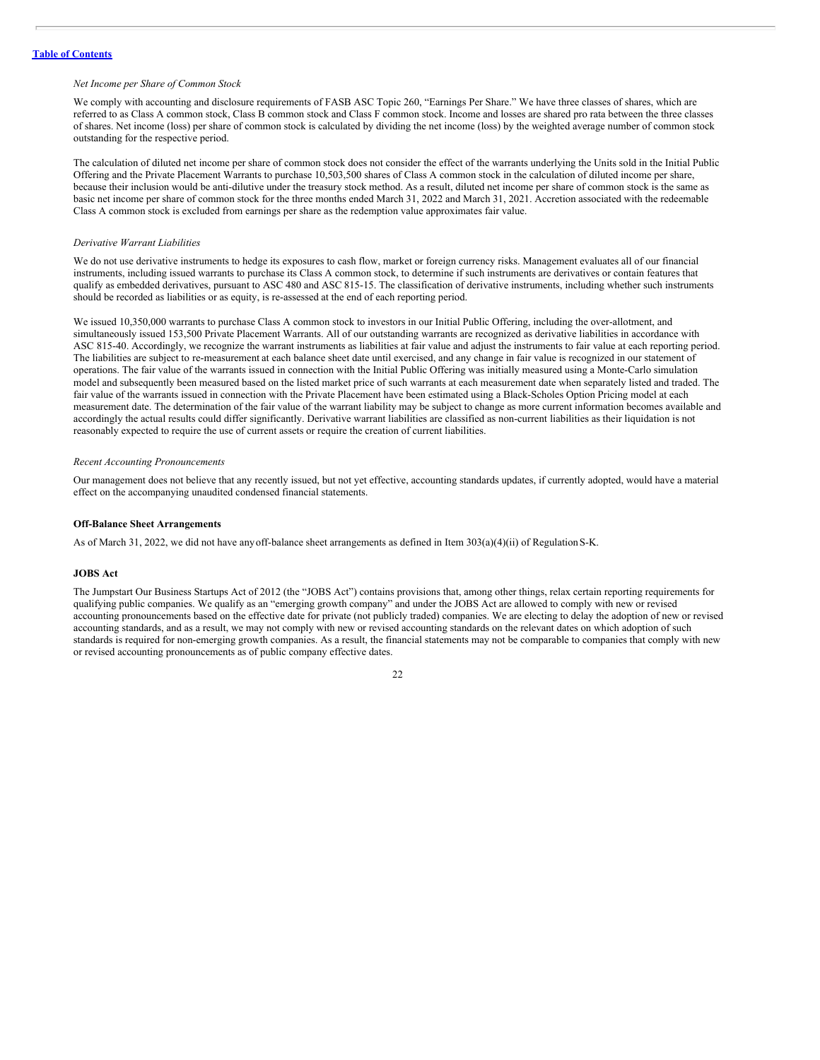*Net Income per Share of Common Stock*

We comply with accounting and disclosure requirements of FASB ASC Topic 260, "Earnings Per Share." We have three classes of shares, which are referred to as Class A common stock, Class B common stock and Class F common stock. Income and losses are shared pro rata between the three classes of shares. Net income (loss) per share of common stock is calculated by dividing the net income (loss) by the weighted average number of common stock outstanding for the respective period.

The calculation of diluted net income per share of common stock does not consider the effect of the warrants underlying the Units sold in the Initial Public Offering and the Private Placement Warrants to purchase 10,503,500 shares of Class A common stock in the calculation of diluted income per share, because their inclusion would be anti-dilutive under the treasury stock method. As a result, diluted net income per share of common stock is the same as basic net income per share of common stock for the three months ended March 31, 2022 and March 31, 2021. Accretion associated with the redeemable Class A common stock is excluded from earnings per share as the redemption value approximates fair value.

*Derivative Warrant Liabilities*

We do not use derivative instruments to hedge its exposures to cash flow, market or foreign currency risks. Management evaluates all of our financial instruments, including issued warrants to purchase its Class A common stock, to determine if such instruments are derivatives or contain features that qualify as embedded derivatives, pursuant to ASC 480 and ASC 815-15. The classification of derivative instruments, including whether such instruments should be recorded as liabilities or as equity, is re-assessed at the end of each reporting period.

We issued 10,350,000 warrants to purchase Class A common stock to investors in our Initial Public Offering, including the over-allotment, and simultaneously issued 153,500 Private Placement Warrants. All of our outstanding warrants are recognized as derivative liabilities in accordance with ASC 815-40. Accordingly, we recognize the warrant instruments as liabilities at fair value and adjust the instruments to fair value at each reporting period. The liabilities are subject to re-measurement at each balance sheet date until exercised, and any change in fair value is recognized in our statement of operations. The fair value of the warrants issued in connection with the Initial Public Offering was initially measured using a Monte-Carlo simulation model and subsequently been measured based on the listed market price of such warrants at each measurement date when separately listed and traded. The fair value of the warrants issued in connection with the Private Placement have been estimated using a Black-Scholes Option Pricing model at each measurement date. The determination of the fair value of the warrant liability may be subject to change as more current information becomes available and accordingly the actual results could differ significantly. Derivative warrant liabilities are classified as non-current liabilities as their liquidation is not reasonably expected to require the use of current assets or require the creation of current liabilities.

*Recent Accounting Pronouncements*

Our management does not believe that any recently issued, but not yet effective, accounting standards updates, if currently adopted, would have a material effect on the accompanying unaudited condensed financial statements.

**Off-Balance Sheet Arrangements**

As of March 31, 2022, we did not have any off-balance sheet arrangements as defined in Item 303(a)(4)(ii) of Regulation S-K.

**JOBS Act**

The Jumpstart Our Business Startups Act of 2012 (the "JOBS Act") contains provisions that, among other things, relax certain reporting requirements for qualifying public companies. We qualify as an "emerging growth company" and under the JOBS Act are allowed to comply with new or revised accounting pronouncements based on the effective date for private (not publicly traded) companies. We are electing to delay the adoption of new or revised accounting standards, and as a result, we may not comply with new or revised accounting standards on the relevant dates on which adoption of such standards is required for non-emerging growth companies. As a result, the financial statements may not be comparable to companies that comply with new or revised accounting pronouncements as of public company effective dates.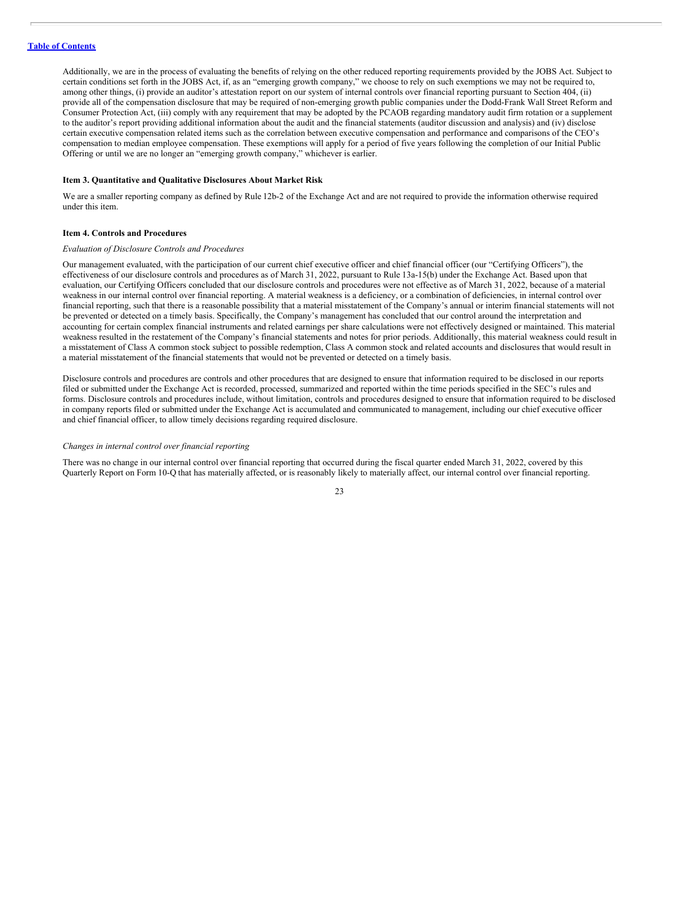Additionally, we are in the process of evaluating the benefits of relying on the other reduced reporting requirements provided by the JOBS Act. Subject to certain conditions set forth in the JOBS Act, if, as an "emerging growth company," we choose to rely on such exemptions we may not be required to, among other things, (i) provide an auditor's attestation report on our system of internal controls over financial reporting pursuant to Section 404, (ii) provide all of the compensation disclosure that may be required of non-emerging growth public companies under the Dodd-Frank Wall Street Reform and Consumer Protection Act, (iii) comply with any requirement that may be adopted by the PCAOB regarding mandatory audit firm rotation or a supplement to the auditor's report providing additional information about the audit and the financial statements (auditor discussion and analysis) and (iv) disclose certain executive compensation related items such as the correlation between executive compensation and performance and comparisons of the CEO's compensation to median employee compensation. These exemptions will apply for a period of five years following the completion of our Initial Public Offering or until we are no longer an "emerging growth company," whichever is earlier.

### Item 3. Quantitative and Qualitative Disclosures About Market Risk

We are a smaller reporting company as defined by Rule 12b-2 of the Exchange Act and are not required to provide the information otherwise required under this item.

### Item 4. Controls and Procedures

*Evaluation of Disclosure Controls and Procedures*

Our management evaluated, with the participation of our current chief executive officer and chief financial officer (our "Certifying Officers"), the effectiveness of our disclosure controls and procedures as of March 31, 2022, pursuant to Rule 13a-15(b) under the Exchange Act. Based upon that evaluation, our Certifying Officers concluded that our disclosure controls and procedures were not effective as of March 31, 2022, because of a material weakness in our internal control over financial reporting. A material weakness is a deficiency, or a combination of deficiencies, in internal control over financial reporting, such that there is a reasonable possibility that a material misstatement of the Company's annual or interim financial statements will not be prevented or detected on a timely basis. Specifically, the Company's management has concluded that our control around the interpretation and accounting for certain complex financial instruments and related earnings per share calculations were not effectively designed or maintained. This material weakness resulted in the restatement of the Company's financial statements and notes for prior periods. Additionally, this material weakness could result in a misstatement of Class A common stock subject to possible redemption, Class A common stock and related accounts and disclosures that would result in a material misstatement of the financial statements that would not be prevented or detected on a timely basis.

Disclosure controls and procedures are controls and other procedures that are designed to ensure that information required to be disclosed in our reports filed or submitted under the Exchange Act is recorded, processed, summarized and reported within the time periods specified in the SEC's rules and forms. Disclosure controls and procedures include, without limitation, controls and procedures designed to ensure that information required to be disclosed in company reports filed or submitted under the Exchange Act is accumulated and communicated to management, including our chief executive officer and chief financial officer, to allow timely decisions regarding required disclosure.

*Changes in internal control over financial reporting*

There was no change in our internal control over financial reporting that occurred during the fiscal quarter ended March 31, 2022, covered by this Quarterly Report on Form 10-Q that has materially affected, or is reasonably likely to materially affect, our internal control over financial reporting.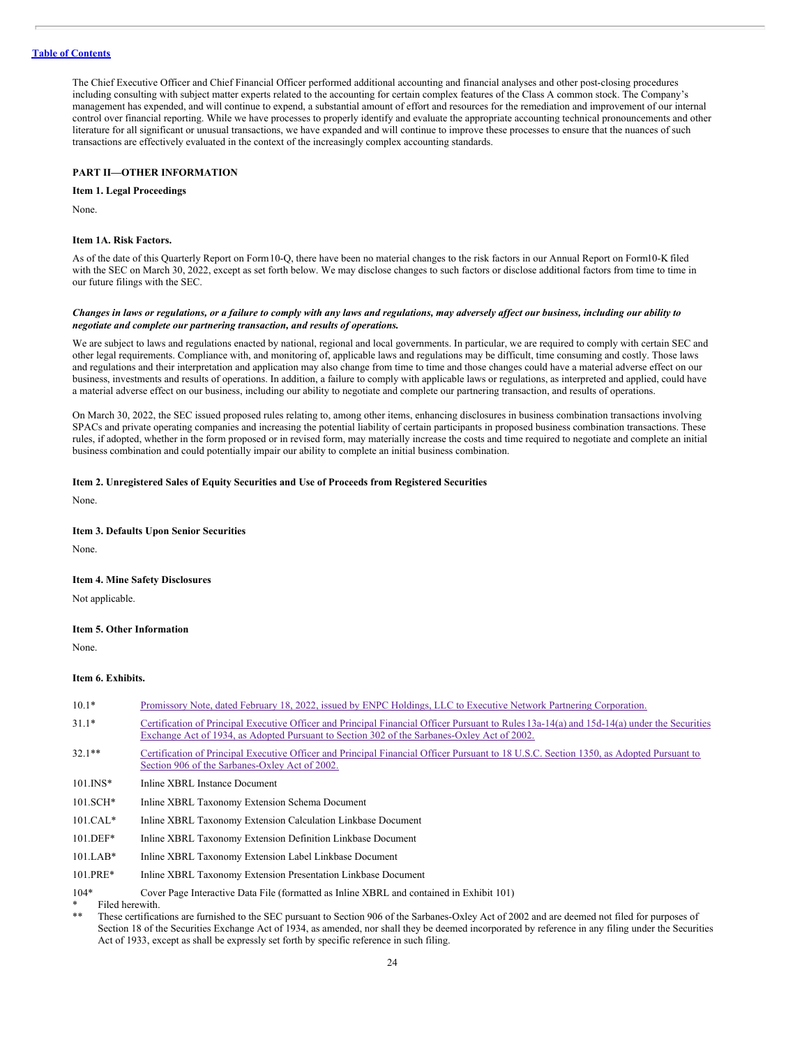The Chief Executive Officer and Chief Financial Officer performed additional accounting and financial analyses and other post-closing procedures including consulting with subject matter experts related to the accounting for certain complex features of the Class A common stock. The Company's management has expended, and will continue to expend, a substantial amount of effort and resources for the remediation and improvement of our internal control over financial reporting. While we have processes to properly identify and evaluate the appropriate accounting technical pronouncements and other literature for all significant or unusual transactions, we have expanded and will continue to improve these processes to ensure that the nuances of such transactions are effectively evaluated in the context of the increasingly complex accounting standards.

## PART II—OTHER INFORMATION

### Item 1. Legal Proceedings

None.

### Item 1A. Risk Factors.

As of the date of this Quarterly Report on Form10-Q, there have been no material changes to the risk factors in our Annual Report on Form10-K filed with the SEC on March 30, 2022, except as set forth below. We may disclose changes to such factors or disclose additional factors from time to time in our future filings with the SEC.

***Changes in laws or regulations, or a failure to comply with any laws and regulations, may adversely affect our business, including our ability to negotiate and complete our partnering transaction, and results of operations.***

We are subject to laws and regulations enacted by national, regional and local governments. In particular, we are required to comply with certain SEC and other legal requirements. Compliance with, and monitoring of, applicable laws and regulations may be difficult, time consuming and costly. Those laws and regulations and their interpretation and application may also change from time to time and those changes could have a material adverse effect on our business, investments and results of operations. In addition, a failure to comply with applicable laws or regulations, as interpreted and applied, could have a material adverse effect on our business, including our ability to negotiate and complete our partnering transaction, and results of operations.

On March 30, 2022, the SEC issued proposed rules relating to, among other items, enhancing disclosures in business combination transactions involving SPACs and private operating companies and increasing the potential liability of certain participants in proposed business combination transactions. These rules, if adopted, whether in the form proposed or in revised form, may materially increase the costs and time required to negotiate and complete an initial business combination and could potentially impair our ability to complete an initial business combination.

### Item 2. Unregistered Sales of Equity Securities and Use of Proceeds from Registered Securities

None.

### Item 3. Defaults Upon Senior Securities

None.

### Item 4. Mine Safety Disclosures

Not applicable.

### Item 5. Other Information

None.

### Item 6. Exhibits.

| | |
|---|---|
| 10.1* | Promissory Note, dated February 18, 2022, issued by ENPC Holdings, LLC to Executive Network Partnering Corporation. |
| 31.1* | Certification of Principal Executive Officer and Principal Financial Officer Pursuant to Rules 13a-14(a) and 15d-14(a) under the Securities Exchange Act of 1934, as Adopted Pursuant to Section 302 of the Sarbanes-Oxley Act of 2002. |
| 32.1** | Certification of Principal Executive Officer and Principal Financial Officer Pursuant to 18 U.S.C. Section 1350, as Adopted Pursuant to Section 906 of the Sarbanes-Oxley Act of 2002. |
| 101.INS* | Inline XBRL Instance Document |
| 101.SCH* | Inline XBRL Taxonomy Extension Schema Document |
| 101.CAL* | Inline XBRL Taxonomy Extension Calculation Linkbase Document |
| 101.DEF* | Inline XBRL Taxonomy Extension Definition Linkbase Document |
| 101.LAB* | Inline XBRL Taxonomy Extension Label Linkbase Document |
| 101.PRE* | Inline XBRL Taxonomy Extension Presentation Linkbase Document |
| 104* | Cover Page Interactive Data File (formatted as Inline XBRL and contained in Exhibit 101) |

\* Filed herewith.

\*\* These certifications are furnished to the SEC pursuant to Section 906 of the Sarbanes-Oxley Act of 2002 and are deemed not filed for purposes of Section 18 of the Securities Exchange Act of 1934, as amended, nor shall they be deemed incorporated by reference in any filing under the Securities Act of 1933, except as shall be expressly set forth by specific reference in such filing.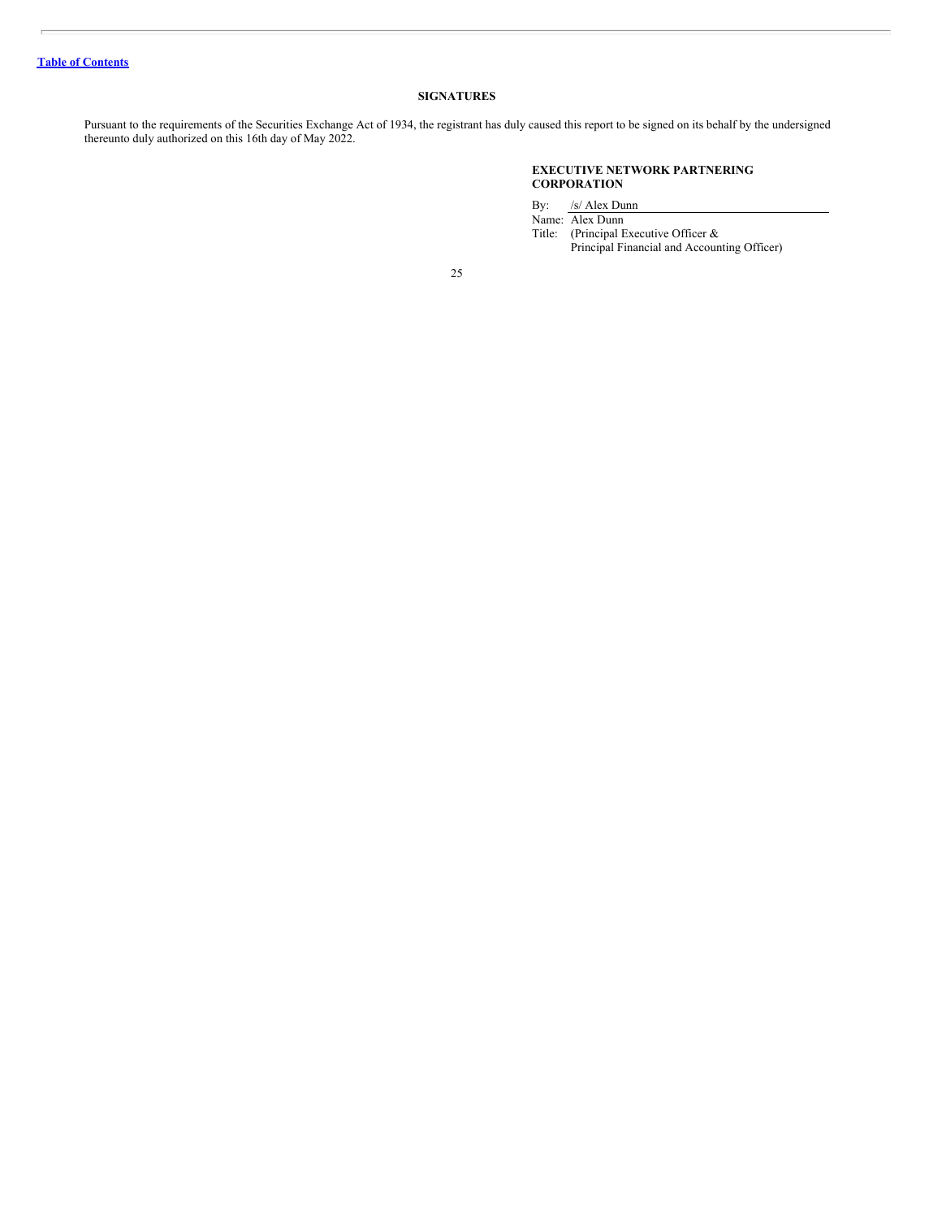[Table of Contents]

## SIGNATURES

Pursuant to the requirements of the Securities Exchange Act of 1934, the registrant has duly caused this report to be signed on its behalf by the undersigned thereunto duly authorized on this 16th day of May 2022.

**EXECUTIVE NETWORK PARTNERING CORPORATION**

By: /s/ Alex Dunn
Name: Alex Dunn
Title: (Principal Executive Officer & Principal Financial and Accounting Officer)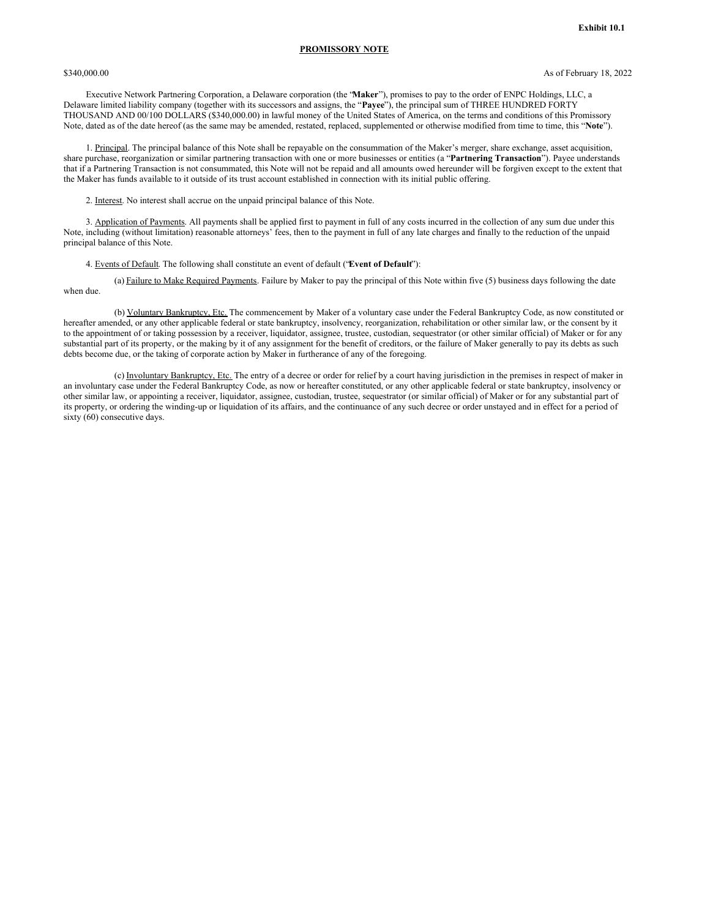Exhibit 10.1

**PROMISSORY NOTE**

$340,000.00 As of February 18, 2022

Executive Network Partnering Corporation, a Delaware corporation (the "**Maker**"), promises to pay to the order of ENPC Holdings, LLC, a Delaware limited liability company (together with its successors and assigns, the "**Payee**"), the principal sum of THREE HUNDRED FORTY THOUSAND AND 00/100 DOLLARS ($340,000.00) in lawful money of the United States of America, on the terms and conditions of this Promissory Note, dated as of the date hereof (as the same may be amended, restated, replaced, supplemented or otherwise modified from time to time, this "**Note**").

1. Principal. The principal balance of this Note shall be repayable on the consummation of the Maker's merger, share exchange, asset acquisition, share purchase, reorganization or similar partnering transaction with one or more businesses or entities (a "**Partnering Transaction**"). Payee understands that if a Partnering Transaction is not consummated, this Note will not be repaid and all amounts owed hereunder will be forgiven except to the extent that the Maker has funds available to it outside of its trust account established in connection with its initial public offering.

2. Interest. No interest shall accrue on the unpaid principal balance of this Note.

3. Application of Payments. All payments shall be applied first to payment in full of any costs incurred in the collection of any sum due under this Note, including (without limitation) reasonable attorneys' fees, then to the payment in full of any late charges and finally to the reduction of the unpaid principal balance of this Note.

4. Events of Default. The following shall constitute an event of default ("**Event of Default**"):

(a) Failure to Make Required Payments. Failure by Maker to pay the principal of this Note within five (5) business days following the date when due.

(b) Voluntary Bankruptcy, Etc. The commencement by Maker of a voluntary case under the Federal Bankruptcy Code, as now constituted or hereafter amended, or any other applicable federal or state bankruptcy, insolvency, reorganization, rehabilitation or other similar law, or the consent by it to the appointment of or taking possession by a receiver, liquidator, assignee, trustee, custodian, sequestrator (or other similar official) of Maker or for any substantial part of its property, or the making by it of any assignment for the benefit of creditors, or the failure of Maker generally to pay its debts as such debts become due, or the taking of corporate action by Maker in furtherance of any of the foregoing.

(c) Involuntary Bankruptcy, Etc. The entry of a decree or order for relief by a court having jurisdiction in the premises in respect of maker in an involuntary case under the Federal Bankruptcy Code, as now or hereafter constituted, or any other applicable federal or state bankruptcy, insolvency or other similar law, or appointing a receiver, liquidator, assignee, custodian, trustee, sequestrator (or similar official) of Maker or for any substantial part of its property, or ordering the winding-up or liquidation of its affairs, and the continuance of any such decree or order unstayed and in effect for a period of sixty (60) consecutive days.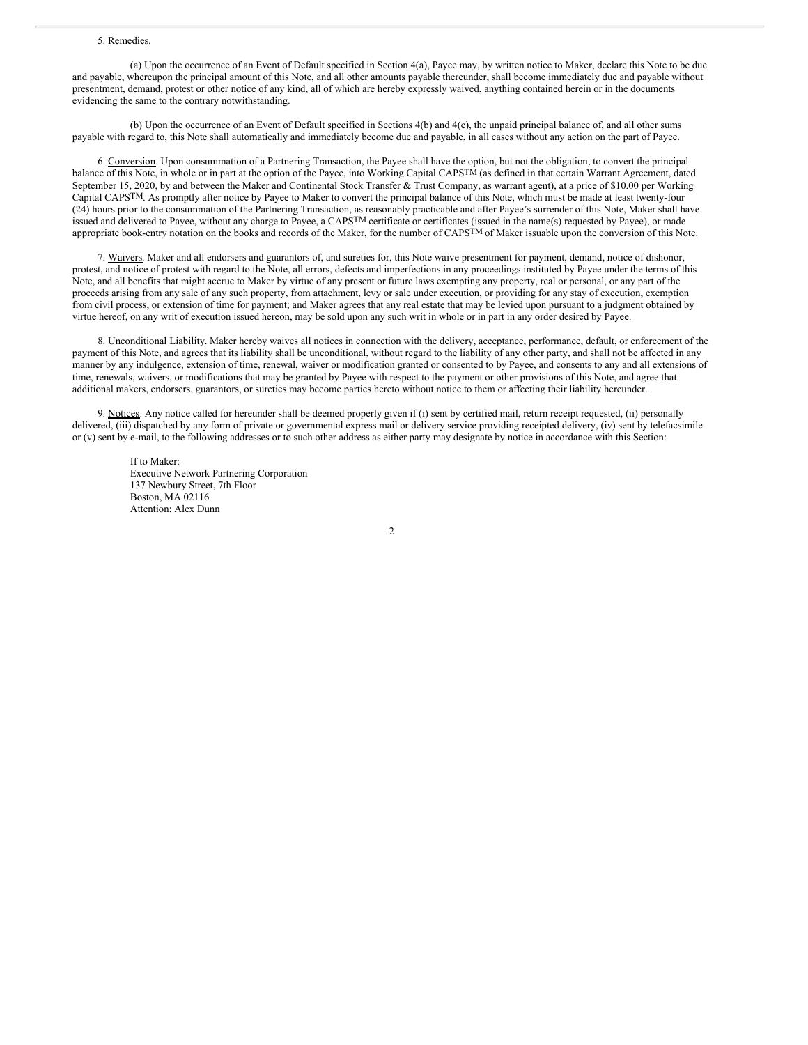5. Remedies.

(a) Upon the occurrence of an Event of Default specified in Section 4(a), Payee may, by written notice to Maker, declare this Note to be due and payable, whereupon the principal amount of this Note, and all other amounts payable thereunder, shall become immediately due and payable without presentment, demand, protest or other notice of any kind, all of which are hereby expressly waived, anything contained herein or in the documents evidencing the same to the contrary notwithstanding.

(b) Upon the occurrence of an Event of Default specified in Sections 4(b) and 4(c), the unpaid principal balance of, and all other sums payable with regard to, this Note shall automatically and immediately become due and payable, in all cases without any action on the part of Payee.

6. Conversion. Upon consummation of a Partnering Transaction, the Payee shall have the option, but not the obligation, to convert the principal balance of this Note, in whole or in part at the option of the Payee, into Working Capital CAPS™ (as defined in that certain Warrant Agreement, dated September 15, 2020, by and between the Maker and Continental Stock Transfer & Trust Company, as warrant agent), at a price of $10.00 per Working Capital CAPS™. As promptly after notice by Payee to Maker to convert the principal balance of this Note, which must be made at least twenty-four (24) hours prior to the consummation of the Partnering Transaction, as reasonably practicable and after Payee's surrender of this Note, Maker shall have issued and delivered to Payee, without any charge to Payee, a CAPS™ certificate or certificates (issued in the name(s) requested by Payee), or made appropriate book-entry notation on the books and records of the Maker, for the number of CAPS™ of Maker issuable upon the conversion of this Note.

7. Waivers. Maker and all endorsers and guarantors of, and sureties for, this Note waive presentment for payment, demand, notice of dishonor, protest, and notice of protest with regard to the Note, all errors, defects and imperfections in any proceedings instituted by Payee under the terms of this Note, and all benefits that might accrue to Maker by virtue of any present or future laws exempting any property, real or personal, or any part of the proceeds arising from any sale of any such property, from attachment, levy or sale under execution, or providing for any stay of execution, exemption from civil process, or extension of time for payment; and Maker agrees that any real estate that may be levied upon pursuant to a judgment obtained by virtue hereof, on any writ of execution issued hereon, may be sold upon any such writ in whole or in part in any order desired by Payee.

8. Unconditional Liability. Maker hereby waives all notices in connection with the delivery, acceptance, performance, default, or enforcement of the payment of this Note, and agrees that its liability shall be unconditional, without regard to the liability of any other party, and shall not be affected in any manner by any indulgence, extension of time, renewal, waiver or modification granted or consented to by Payee, and consents to any and all extensions of time, renewals, waivers, or modifications that may be granted by Payee with respect to the payment or other provisions of this Note, and agree that additional makers, endorsers, guarantors, or sureties may become parties hereto without notice to them or affecting their liability hereunder.

9. Notices. Any notice called for hereunder shall be deemed properly given if (i) sent by certified mail, return receipt requested, (ii) personally delivered, (iii) dispatched by any form of private or governmental express mail or delivery service providing receipted delivery, (iv) sent by telefacsimile or (v) sent by e-mail, to the following addresses or to such other address as either party may designate by notice in accordance with this Section:

If to Maker:
Executive Network Partnering Corporation
137 Newbury Street, 7th Floor
Boston, MA 02116
Attention: Alex Dunn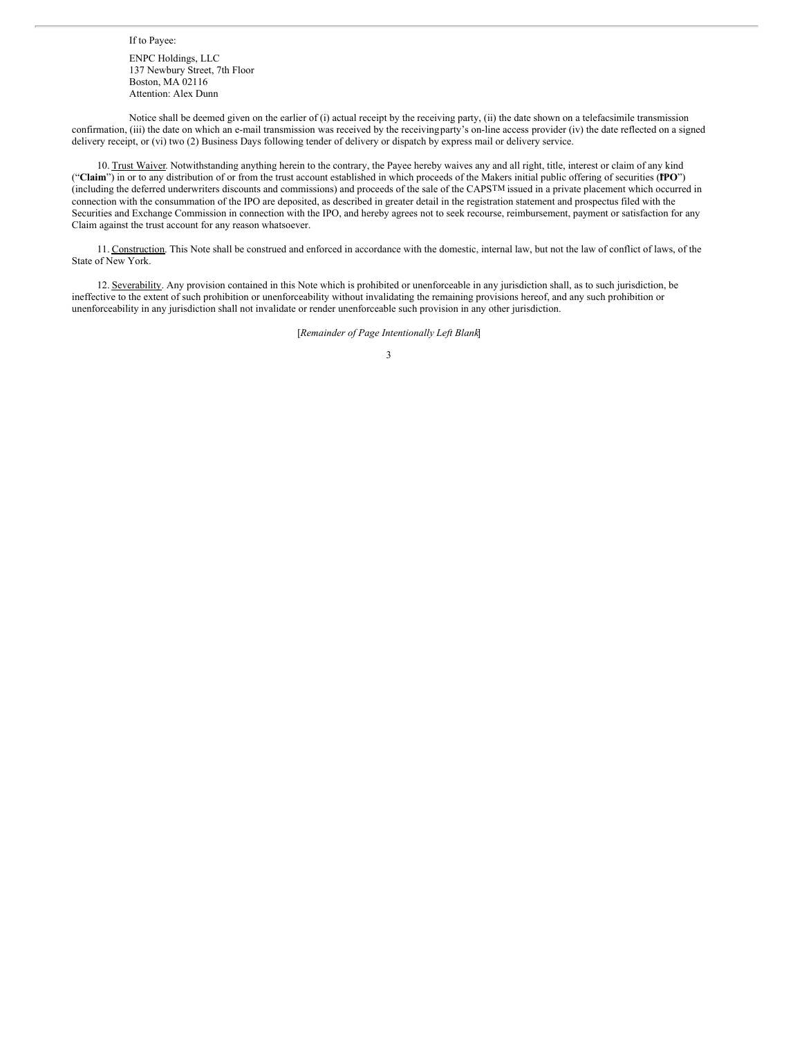If to Payee:

ENPC Holdings, LLC
137 Newbury Street, 7th Floor
Boston, MA 02116
Attention: Alex Dunn

Notice shall be deemed given on the earlier of (i) actual receipt by the receiving party, (ii) the date shown on a telefacsimile transmission confirmation, (iii) the date on which an e-mail transmission was received by the receiving party's on-line access provider (iv) the date reflected on a signed delivery receipt, or (vi) two (2) Business Days following tender of delivery or dispatch by express mail or delivery service.

10. Trust Waiver. Notwithstanding anything herein to the contrary, the Payee hereby waives any and all right, title, interest or claim of any kind ("**Claim**") in or to any distribution of or from the trust account established in which proceeds of the Makers initial public offering of securities (**IPO**") (including the deferred underwriters discounts and commissions) and proceeds of the sale of the CAPS™ issued in a private placement which occurred in connection with the consummation of the IPO are deposited, as described in greater detail in the registration statement and prospectus filed with the Securities and Exchange Commission in connection with the IPO, and hereby agrees not to seek recourse, reimbursement, payment or satisfaction for any Claim against the trust account for any reason whatsoever.

11. Construction. This Note shall be construed and enforced in accordance with the domestic, internal law, but not the law of conflict of laws, of the State of New York.

12. Severability. Any provision contained in this Note which is prohibited or unenforceable in any jurisdiction shall, as to such jurisdiction, be ineffective to the extent of such prohibition or unenforceability without invalidating the remaining provisions hereof, and any such prohibition or unenforceability in any jurisdiction shall not invalidate or render unenforceable such provision in any other jurisdiction.

[*Remainder of Page Intentionally Left Blank*]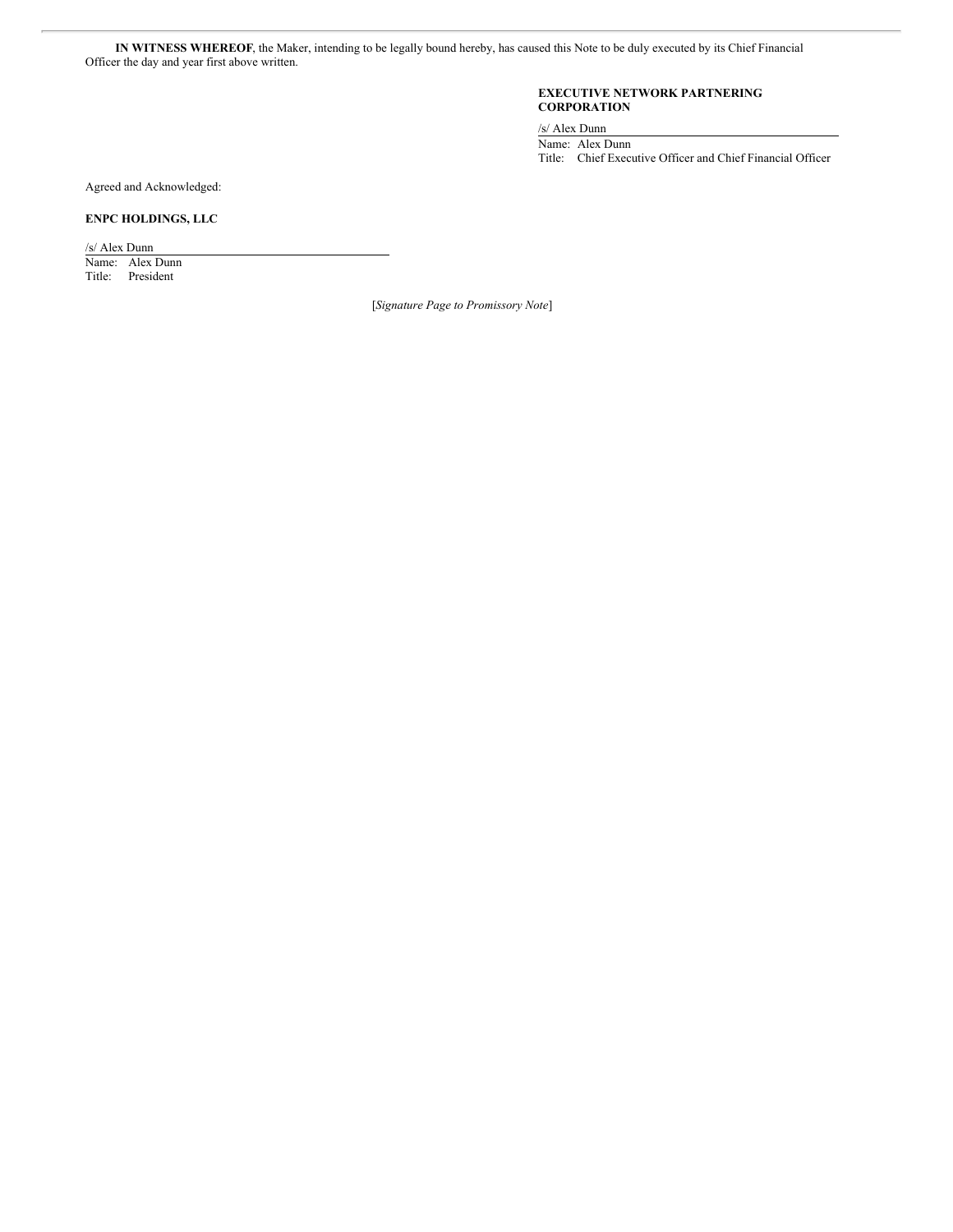**IN WITNESS WHEREOF**, the Maker, intending to be legally bound hereby, has caused this Note to be duly executed by its Chief Financial Officer the day and year first above written.

**EXECUTIVE NETWORK PARTNERING CORPORATION**

/s/ Alex Dunn

Name: Alex Dunn

Title: Chief Executive Officer and Chief Financial Officer

Agreed and Acknowledged:

**ENPC HOLDINGS, LLC**

/s/ Alex Dunn

Name: Alex Dunn

Title: President

[*Signature Page to Promissory Note*]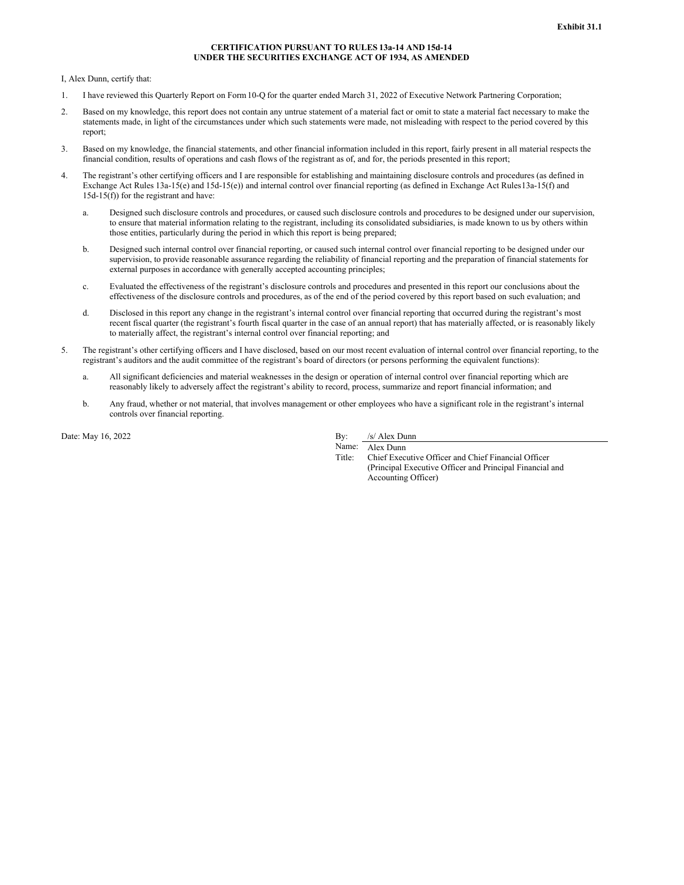**Exhibit 31.1**

**CERTIFICATION PURSUANT TO RULES 13a-14 AND 15d-14
UNDER THE SECURITIES EXCHANGE ACT OF 1934, AS AMENDED**

I, Alex Dunn, certify that:

1. I have reviewed this Quarterly Report on Form 10-Q for the quarter ended March 31, 2022 of Executive Network Partnering Corporation;

2. Based on my knowledge, this report does not contain any untrue statement of a material fact or omit to state a material fact necessary to make the statements made, in light of the circumstances under which such statements were made, not misleading with respect to the period covered by this report;

3. Based on my knowledge, the financial statements, and other financial information included in this report, fairly present in all material respects the financial condition, results of operations and cash flows of the registrant as of, and for, the periods presented in this report;

4. The registrant's other certifying officers and I are responsible for establishing and maintaining disclosure controls and procedures (as defined in Exchange Act Rules 13a-15(e) and 15d-15(e)) and internal control over financial reporting (as defined in Exchange Act Rules13a-15(f) and 15d-15(f)) for the registrant and have:

   a. Designed such disclosure controls and procedures, or caused such disclosure controls and procedures to be designed under our supervision, to ensure that material information relating to the registrant, including its consolidated subsidiaries, is made known to us by others within those entities, particularly during the period in which this report is being prepared;

   b. Designed such internal control over financial reporting, or caused such internal control over financial reporting to be designed under our supervision, to provide reasonable assurance regarding the reliability of financial reporting and the preparation of financial statements for external purposes in accordance with generally accepted accounting principles;

   c. Evaluated the effectiveness of the registrant's disclosure controls and procedures and presented in this report our conclusions about the effectiveness of the disclosure controls and procedures, as of the end of the period covered by this report based on such evaluation; and

   d. Disclosed in this report any change in the registrant's internal control over financial reporting that occurred during the registrant's most recent fiscal quarter (the registrant's fourth fiscal quarter in the case of an annual report) that has materially affected, or is reasonably likely to materially affect, the registrant's internal control over financial reporting; and

5. The registrant's other certifying officers and I have disclosed, based on our most recent evaluation of internal control over financial reporting, to the registrant's auditors and the audit committee of the registrant's board of directors (or persons performing the equivalent functions):

   a. All significant deficiencies and material weaknesses in the design or operation of internal control over financial reporting which are reasonably likely to adversely affect the registrant's ability to record, process, summarize and report financial information; and

   b. Any fraud, whether or not material, that involves management or other employees who have a significant role in the registrant's internal controls over financial reporting.

Date: May 16, 2022

By: /s/ Alex Dunn
Name: Alex Dunn
Title: Chief Executive Officer and Chief Financial Officer
(Principal Executive Officer and Principal Financial and Accounting Officer)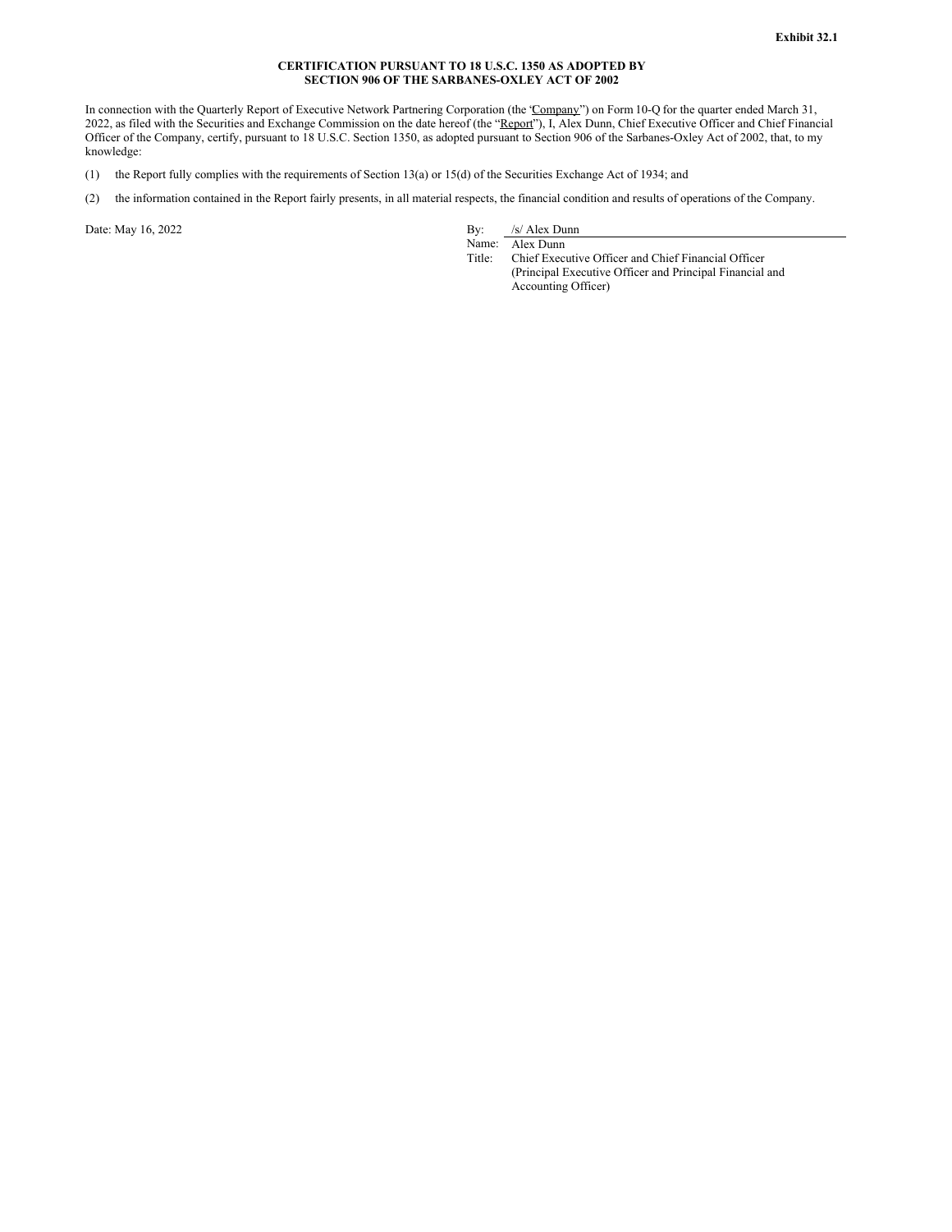**Exhibit 32.1**

**CERTIFICATION PURSUANT TO 18 U.S.C. 1350 AS ADOPTED BY SECTION 906 OF THE SARBANES-OXLEY ACT OF 2002**

In connection with the Quarterly Report of Executive Network Partnering Corporation (the "Company") on Form 10-Q for the quarter ended March 31, 2022, as filed with the Securities and Exchange Commission on the date hereof (the "Report"), I, Alex Dunn, Chief Executive Officer and Chief Financial Officer of the Company, certify, pursuant to 18 U.S.C. Section 1350, as adopted pursuant to Section 906 of the Sarbanes-Oxley Act of 2002, that, to my knowledge:

(1) the Report fully complies with the requirements of Section 13(a) or 15(d) of the Securities Exchange Act of 1934; and

(2) the information contained in the Report fairly presents, in all material respects, the financial condition and results of operations of the Company.

Date: May 16, 2022

By: /s/ Alex Dunn
Name: Alex Dunn
Title: Chief Executive Officer and Chief Financial Officer (Principal Executive Officer and Principal Financial and Accounting Officer)